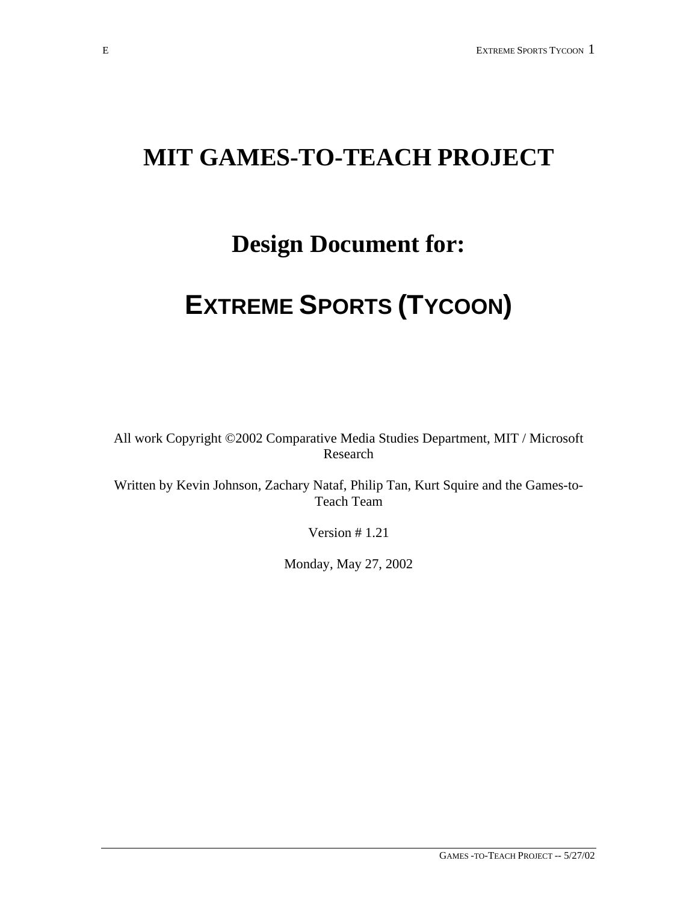# MIT GAMES-TO-TEACH PROJECT

# Design Document for:

# EXTREME SPORTS (TYCOON)

All work Copyright ©2002 Comparative Media Studies Department, MIT / Microsoft Research

Written by Kevin Johnson, Zachary Nataf, Philip Tan, Kurt Squire and the Games-to-Teach Team

Version # 1.21

Monday, May 27, 2002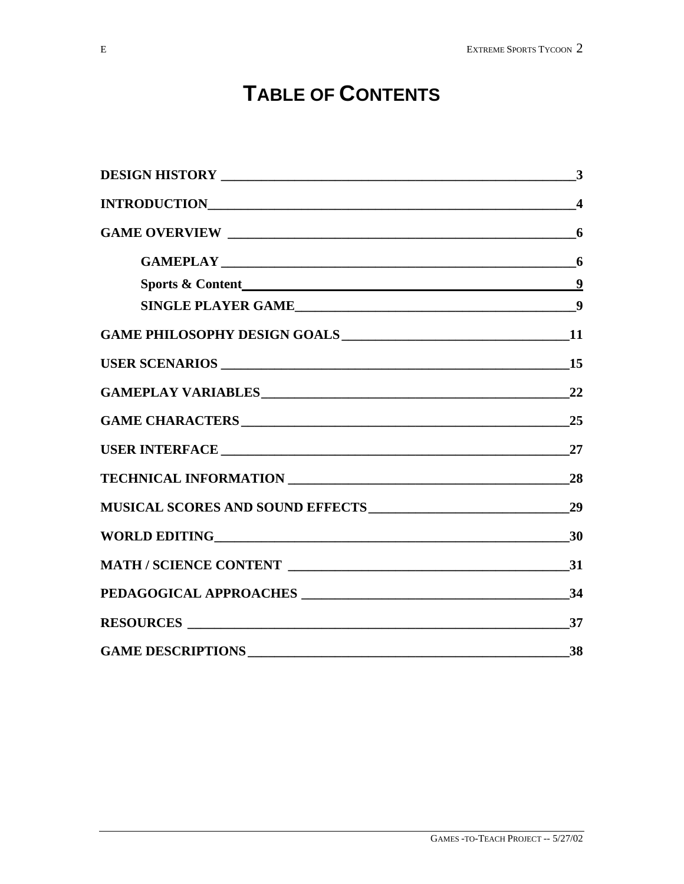# TABLE OF CONTENTS

**DESIGN HISTORY** ______ **3**

**INTRODUCTION** ______ **4**

**GAME OVERVIEW** ______ **6**

- **GAMEPLAY** ______ **6**
- **Sports & Content** ______ **9**
- **SINGLE PLAYER GAME** ______ **9**

**GAME PHILOSOPHY DESIGN GOALS** ______ **11**

**USER SCENARIOS** ______ **15**

**GAMEPLAY VARIABLES** ______ **22**

**GAME CHARACTERS** ______ **25**

**USER INTERFACE** ______ **27**

**TECHNICAL INFORMATION** ______ **28**

**MUSICAL SCORES AND SOUND EFFECTS** ______ **29**

**WORLD EDITING** ______ **30**

**MATH / SCIENCE CONTENT** ______ **31**

**PEDAGOGICAL APPROACHES** ______ **34**

**RESOURCES** ______ **37**

**GAME DESCRIPTIONS** ______ **38**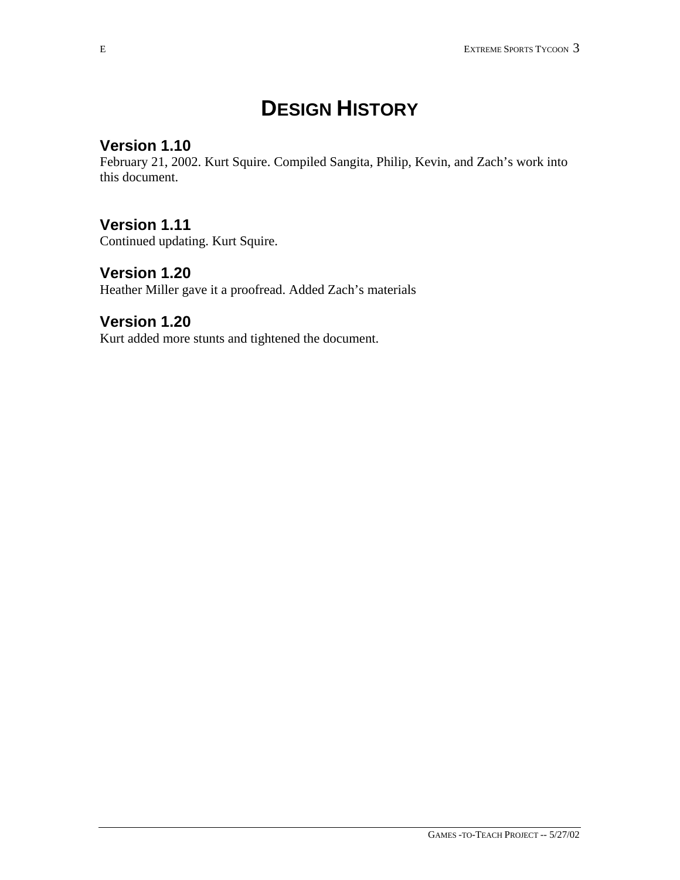# DESIGN HISTORY

## Version 1.10

February 21, 2002. Kurt Squire. Compiled Sangita, Philip, Kevin, and Zach’s work into this document.

## Version 1.11

Continued updating. Kurt Squire.

## Version 1.20

Heather Miller gave it a proofread. Added Zach’s materials

## Version 1.20

Kurt added more stunts and tightened the document.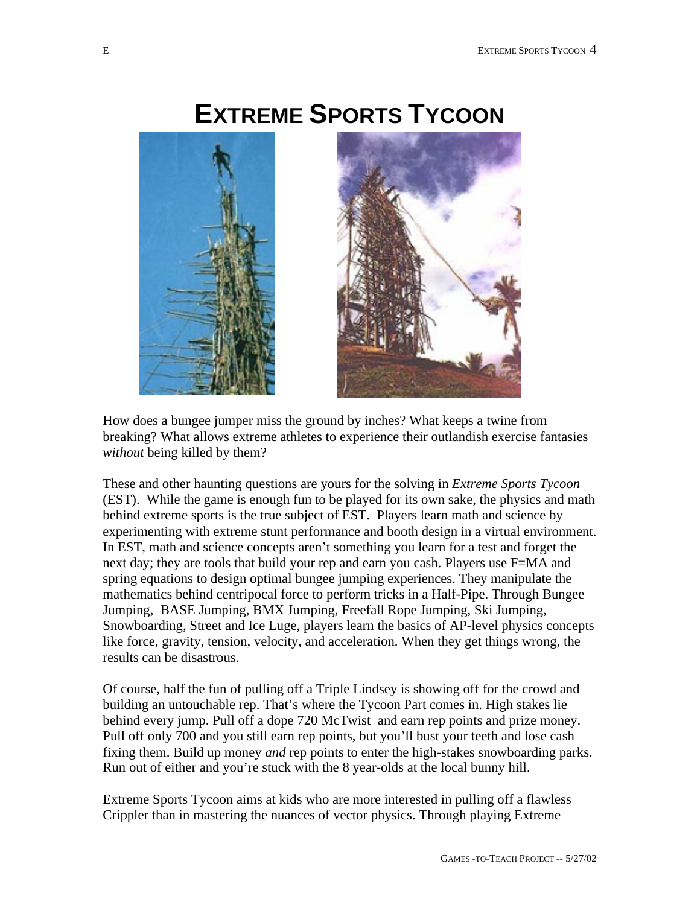# Extreme Sports Tycoon

How does a bungee jumper miss the ground by inches? What keeps a twine from breaking? What allows extreme athletes to experience their outlandish exercise fantasies *without* being killed by them?

These and other haunting questions are yours for the solving in *Extreme Sports Tycoon* (EST). While the game is enough fun to be played for its own sake, the physics and math behind extreme sports is the true subject of EST. Players learn math and science by experimenting with extreme stunt performance and booth design in a virtual environment. In EST, math and science concepts aren't something you learn for a test and forget the next day; they are tools that build your rep and earn you cash. Players use F=MA and spring equations to design optimal bungee jumping experiences. They manipulate the mathematics behind centripocal force to perform tricks in a Half-Pipe. Through Bungee Jumping, BASE Jumping, BMX Jumping, Freefall Rope Jumping, Ski Jumping, Snowboarding, Street and Ice Luge, players learn the basics of AP-level physics concepts like force, gravity, tension, velocity, and acceleration. When they get things wrong, the results can be disastrous.

Of course, half the fun of pulling off a Triple Lindsey is showing off for the crowd and building an untouchable rep. That's where the Tycoon Part comes in. High stakes lie behind every jump. Pull off a dope 720 McTwist and earn rep points and prize money. Pull off only 700 and you still earn rep points, but you'll bust your teeth and lose cash fixing them. Build up money *and* rep points to enter the high-stakes snowboarding parks. Run out of either and you're stuck with the 8 year-olds at the local bunny hill.

Extreme Sports Tycoon aims at kids who are more interested in pulling off a flawless Crippler than in mastering the nuances of vector physics. Through playing Extreme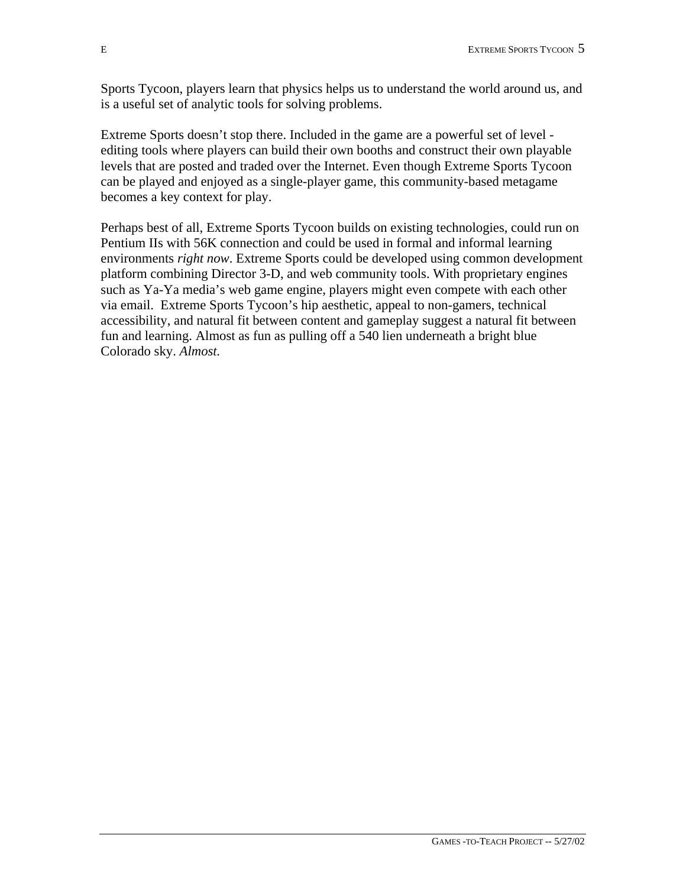Sports Tycoon, players learn that physics helps us to understand the world around us, and is a useful set of analytic tools for solving problems.

Extreme Sports doesn't stop there. Included in the game are a powerful set of level - editing tools where players can build their own booths and construct their own playable levels that are posted and traded over the Internet. Even though Extreme Sports Tycoon can be played and enjoyed as a single-player game, this community-based metagame becomes a key context for play.

Perhaps best of all, Extreme Sports Tycoon builds on existing technologies, could run on Pentium IIs with 56K connection and could be used in formal and informal learning environments *right now*. Extreme Sports could be developed using common development platform combining Director 3-D, and web community tools. With proprietary engines such as Ya-Ya media's web game engine, players might even compete with each other via email. Extreme Sports Tycoon's hip aesthetic, appeal to non-gamers, technical accessibility, and natural fit between content and gameplay suggest a natural fit between fun and learning. Almost as fun as pulling off a 540 lien underneath a bright blue Colorado sky. *Almost.*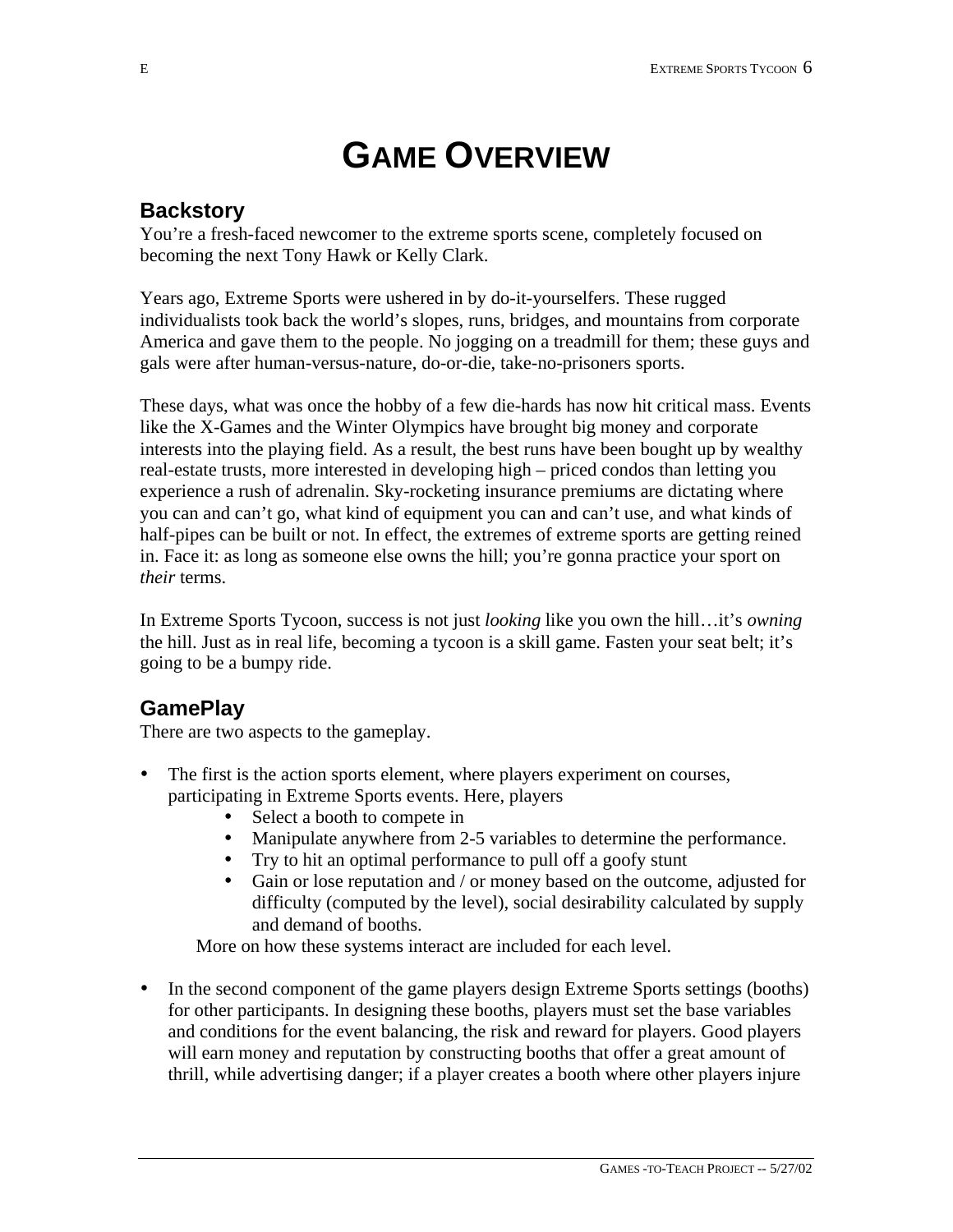# GAME OVERVIEW

## Backstory

You're a fresh-faced newcomer to the extreme sports scene, completely focused on becoming the next Tony Hawk or Kelly Clark.

Years ago, Extreme Sports were ushered in by do-it-yourselfers. These rugged individualists took back the world's slopes, runs, bridges, and mountains from corporate America and gave them to the people. No jogging on a treadmill for them; these guys and gals were after human-versus-nature, do-or-die, take-no-prisoners sports.

These days, what was once the hobby of a few die-hards has now hit critical mass. Events like the X-Games and the Winter Olympics have brought big money and corporate interests into the playing field. As a result, the best runs have been bought up by wealthy real-estate trusts, more interested in developing high – priced condos than letting you experience a rush of adrenalin. Sky-rocketing insurance premiums are dictating where you can and can't go, what kind of equipment you can and can't use, and what kinds of half-pipes can be built or not. In effect, the extremes of extreme sports are getting reined in. Face it: as long as someone else owns the hill; you're gonna practice your sport on *their* terms.

In Extreme Sports Tycoon, success is not just *looking* like you own the hill…it's *owning* the hill. Just as in real life, becoming a tycoon is a skill game. Fasten your seat belt; it's going to be a bumpy ride.

## GamePlay

There are two aspects to the gameplay.

- The first is the action sports element, where players experiment on courses, participating in Extreme Sports events. Here, players
  - Select a booth to compete in
  - Manipulate anywhere from 2-5 variables to determine the performance.
  - Try to hit an optimal performance to pull off a goofy stunt
  - Gain or lose reputation and / or money based on the outcome, adjusted for difficulty (computed by the level), social desirability calculated by supply and demand of booths.

  More on how these systems interact are included for each level.

- In the second component of the game players design Extreme Sports settings (booths) for other participants. In designing these booths, players must set the base variables and conditions for the event balancing, the risk and reward for players. Good players will earn money and reputation by constructing booths that offer a great amount of thrill, while advertising danger; if a player creates a booth where other players injure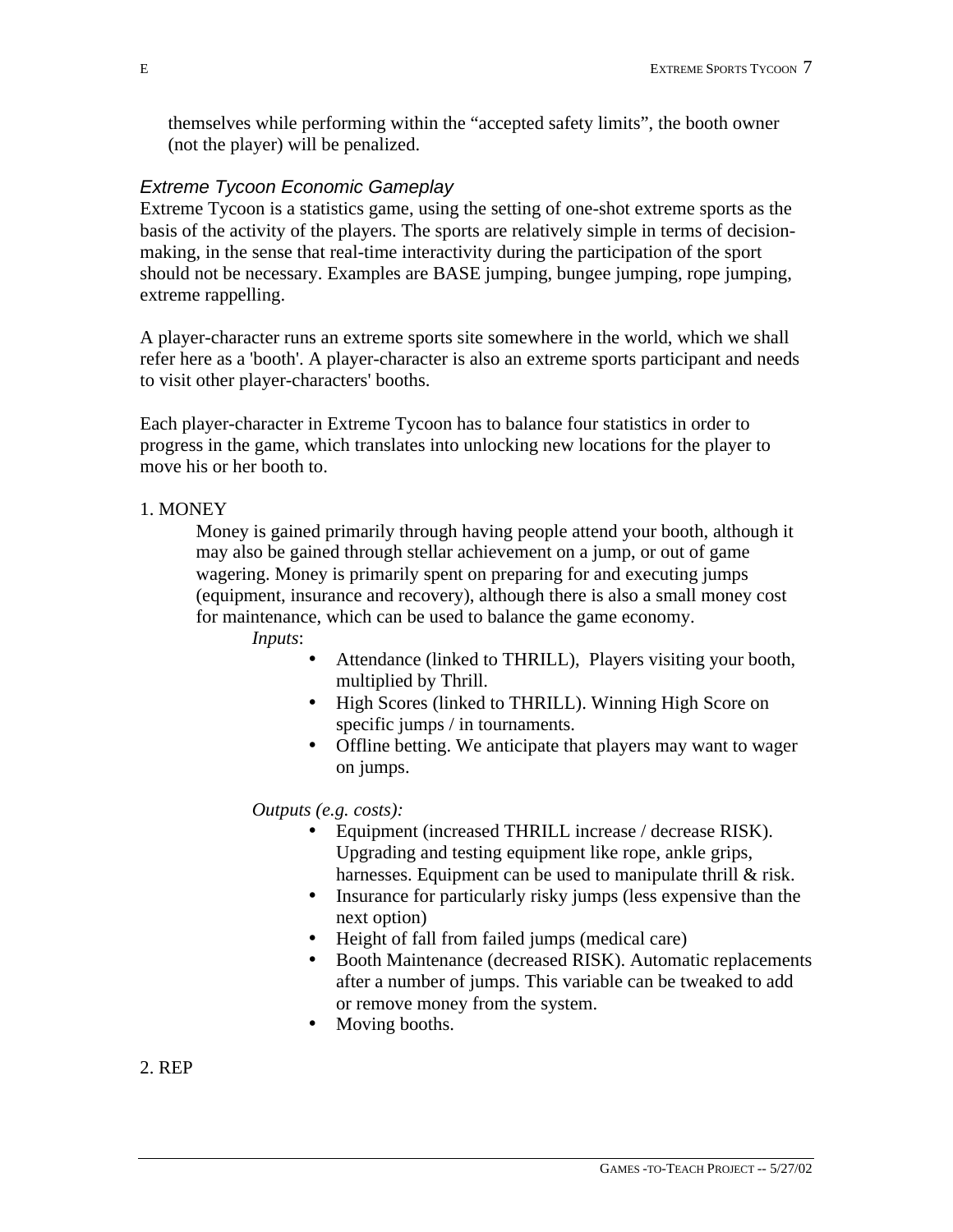themselves while performing within the "accepted safety limits", the booth owner (not the player) will be penalized.

### *Extreme Tycoon Economic Gameplay*

Extreme Tycoon is a statistics game, using the setting of one-shot extreme sports as the basis of the activity of the players. The sports are relatively simple in terms of decision-making, in the sense that real-time interactivity during the participation of the sport should not be necessary. Examples are BASE jumping, bungee jumping, rope jumping, extreme rappelling.

A player-character runs an extreme sports site somewhere in the world, which we shall refer here as a 'booth'. A player-character is also an extreme sports participant and needs to visit other player-characters' booths.

Each player-character in Extreme Tycoon has to balance four statistics in order to progress in the game, which translates into unlocking new locations for the player to move his or her booth to.

1. MONEY

Money is gained primarily through having people attend your booth, although it may also be gained through stellar achievement on a jump, or out of game wagering. Money is primarily spent on preparing for and executing jumps (equipment, insurance and recovery), although there is also a small money cost for maintenance, which can be used to balance the game economy.

*Inputs*:

- Attendance (linked to THRILL), Players visiting your booth, multiplied by Thrill.
- High Scores (linked to THRILL). Winning High Score on specific jumps / in tournaments.
- Offline betting. We anticipate that players may want to wager on jumps.

*Outputs (e.g. costs):*

- Equipment (increased THRILL increase / decrease RISK). Upgrading and testing equipment like rope, ankle grips, harnesses. Equipment can be used to manipulate thrill & risk.
- Insurance for particularly risky jumps (less expensive than the next option)
- Height of fall from failed jumps (medical care)
- Booth Maintenance (decreased RISK). Automatic replacements after a number of jumps. This variable can be tweaked to add or remove money from the system.
- Moving booths.

2. REP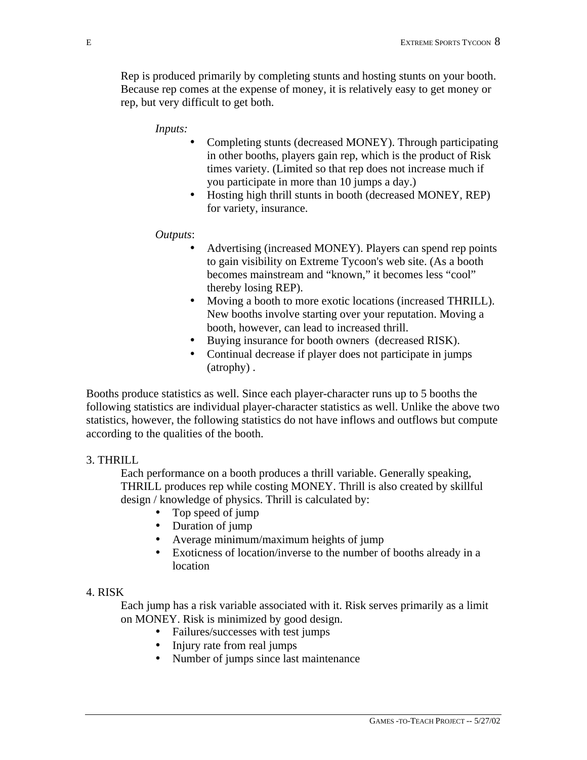Rep is produced primarily by completing stunts and hosting stunts on your booth. Because rep comes at the expense of money, it is relatively easy to get money or rep, but very difficult to get both.

*Inputs:*

- Completing stunts (decreased MONEY). Through participating in other booths, players gain rep, which is the product of Risk times variety. (Limited so that rep does not increase much if you participate in more than 10 jumps a day.)
- Hosting high thrill stunts in booth (decreased MONEY, REP) for variety, insurance.

*Outputs*:

- Advertising (increased MONEY). Players can spend rep points to gain visibility on Extreme Tycoon's web site. (As a booth becomes mainstream and "known," it becomes less "cool" thereby losing REP).
- Moving a booth to more exotic locations (increased THRILL). New booths involve starting over your reputation. Moving a booth, however, can lead to increased thrill.
- Buying insurance for booth owners (decreased RISK).
- Continual decrease if player does not participate in jumps (atrophy) .

Booths produce statistics as well. Since each player-character runs up to 5 booths the following statistics are individual player-character statistics as well. Unlike the above two statistics, however, the following statistics do not have inflows and outflows but compute according to the qualities of the booth.

3. THRILL

Each performance on a booth produces a thrill variable. Generally speaking, THRILL produces rep while costing MONEY. Thrill is also created by skillful design / knowledge of physics. Thrill is calculated by:

- Top speed of jump
- Duration of jump
- Average minimum/maximum heights of jump
- Exoticness of location/inverse to the number of booths already in a location

4. RISK

Each jump has a risk variable associated with it. Risk serves primarily as a limit on MONEY. Risk is minimized by good design.

- Failures/successes with test jumps
- Injury rate from real jumps
- Number of jumps since last maintenance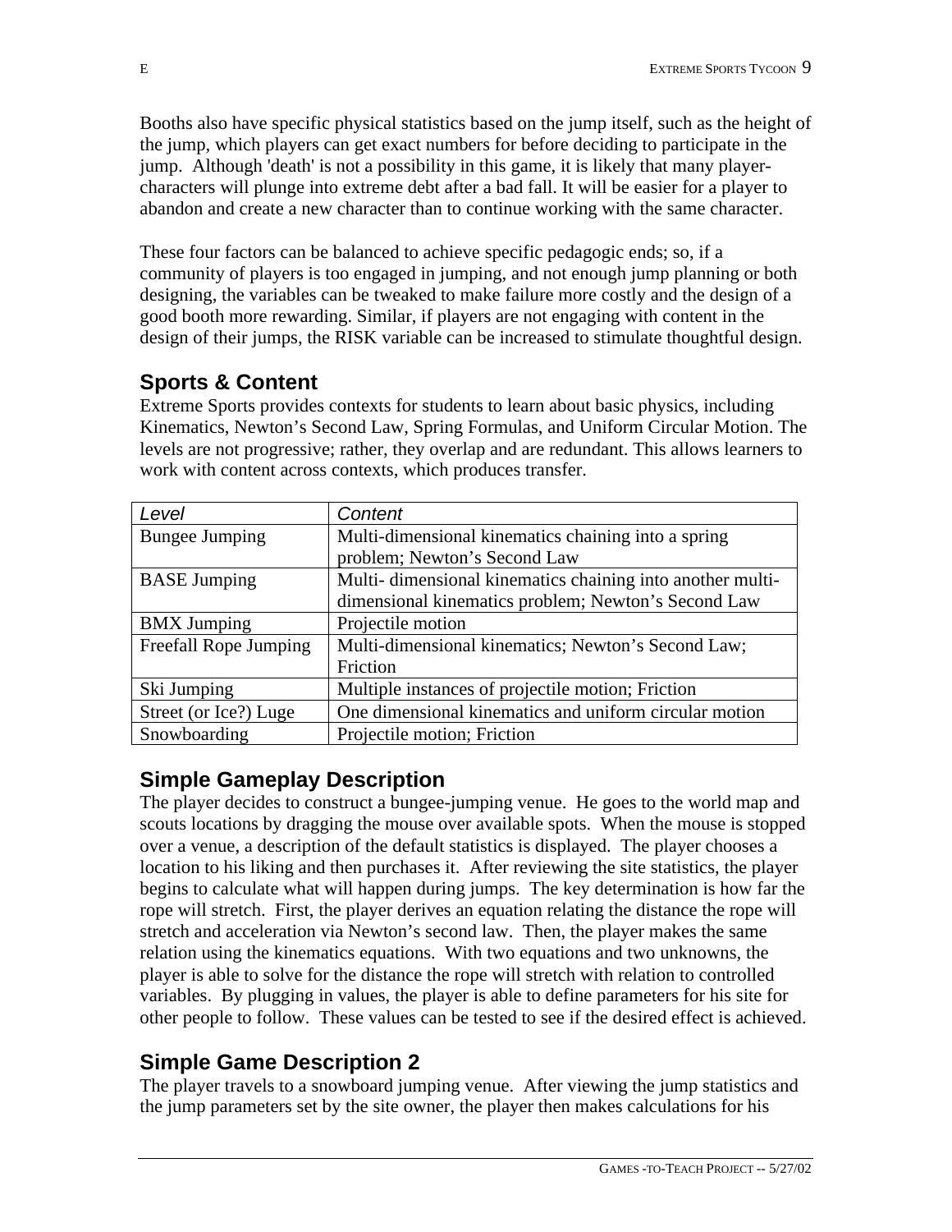Booths also have specific physical statistics based on the jump itself, such as the height of the jump, which players can get exact numbers for before deciding to participate in the jump. Although 'death' is not a possibility in this game, it is likely that many player-characters will plunge into extreme debt after a bad fall. It will be easier for a player to abandon and create a new character than to continue working with the same character.

These four factors can be balanced to achieve specific pedagogic ends; so, if a community of players is too engaged in jumping, and not enough jump planning or both designing, the variables can be tweaked to make failure more costly and the design of a good booth more rewarding. Similar, if players are not engaging with content in the design of their jumps, the RISK variable can be increased to stimulate thoughtful design.

## Sports & Content

Extreme Sports provides contexts for students to learn about basic physics, including Kinematics, Newton's Second Law, Spring Formulas, and Uniform Circular Motion. The levels are not progressive; rather, they overlap and are redundant. This allows learners to work with content across contexts, which produces transfer.

| *Level* | *Content* |
|---|---|
| Bungee Jumping | Multi-dimensional kinematics chaining into a spring problem; Newton's Second Law |
| BASE Jumping | Multi- dimensional kinematics chaining into another multi-dimensional kinematics problem; Newton's Second Law |
| BMX Jumping | Projectile motion |
| Freefall Rope Jumping | Multi-dimensional kinematics; Newton's Second Law; Friction |
| Ski Jumping | Multiple instances of projectile motion; Friction |
| Street (or Ice?) Luge | One dimensional kinematics and uniform circular motion |
| Snowboarding | Projectile motion; Friction |

## Simple Gameplay Description

The player decides to construct a bungee-jumping venue. He goes to the world map and scouts locations by dragging the mouse over available spots. When the mouse is stopped over a venue, a description of the default statistics is displayed. The player chooses a location to his liking and then purchases it. After reviewing the site statistics, the player begins to calculate what will happen during jumps. The key determination is how far the rope will stretch. First, the player derives an equation relating the distance the rope will stretch and acceleration via Newton's second law. Then, the player makes the same relation using the kinematics equations. With two equations and two unknowns, the player is able to solve for the distance the rope will stretch with relation to controlled variables. By plugging in values, the player is able to define parameters for his site for other people to follow. These values can be tested to see if the desired effect is achieved.

## Simple Game Description 2

The player travels to a snowboard jumping venue. After viewing the jump statistics and the jump parameters set by the site owner, the player then makes calculations for his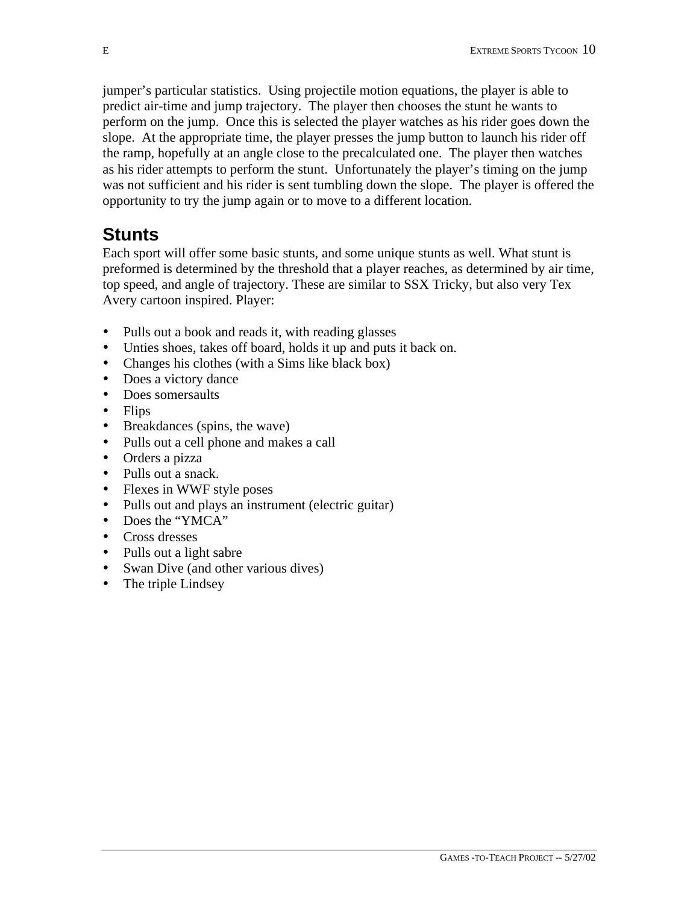jumper's particular statistics. Using projectile motion equations, the player is able to predict air-time and jump trajectory. The player then chooses the stunt he wants to perform on the jump. Once this is selected the player watches as his rider goes down the slope. At the appropriate time, the player presses the jump button to launch his rider off the ramp, hopefully at an angle close to the precalculated one. The player then watches as his rider attempts to perform the stunt. Unfortunately the player's timing on the jump was not sufficient and his rider is sent tumbling down the slope. The player is offered the opportunity to try the jump again or to move to a different location.

## Stunts

Each sport will offer some basic stunts, and some unique stunts as well. What stunt is preformed is determined by the threshold that a player reaches, as determined by air time, top speed, and angle of trajectory. These are similar to SSX Tricky, but also very Tex Avery cartoon inspired. Player:

- Pulls out a book and reads it, with reading glasses
- Unties shoes, takes off board, holds it up and puts it back on.
- Changes his clothes (with a Sims like black box)
- Does a victory dance
- Does somersaults
- Flips
- Breakdances (spins, the wave)
- Pulls out a cell phone and makes a call
- Orders a pizza
- Pulls out a snack.
- Flexes in WWF style poses
- Pulls out and plays an instrument (electric guitar)
- Does the "YMCA"
- Cross dresses
- Pulls out a light sabre
- Swan Dive (and other various dives)
- The triple Lindsey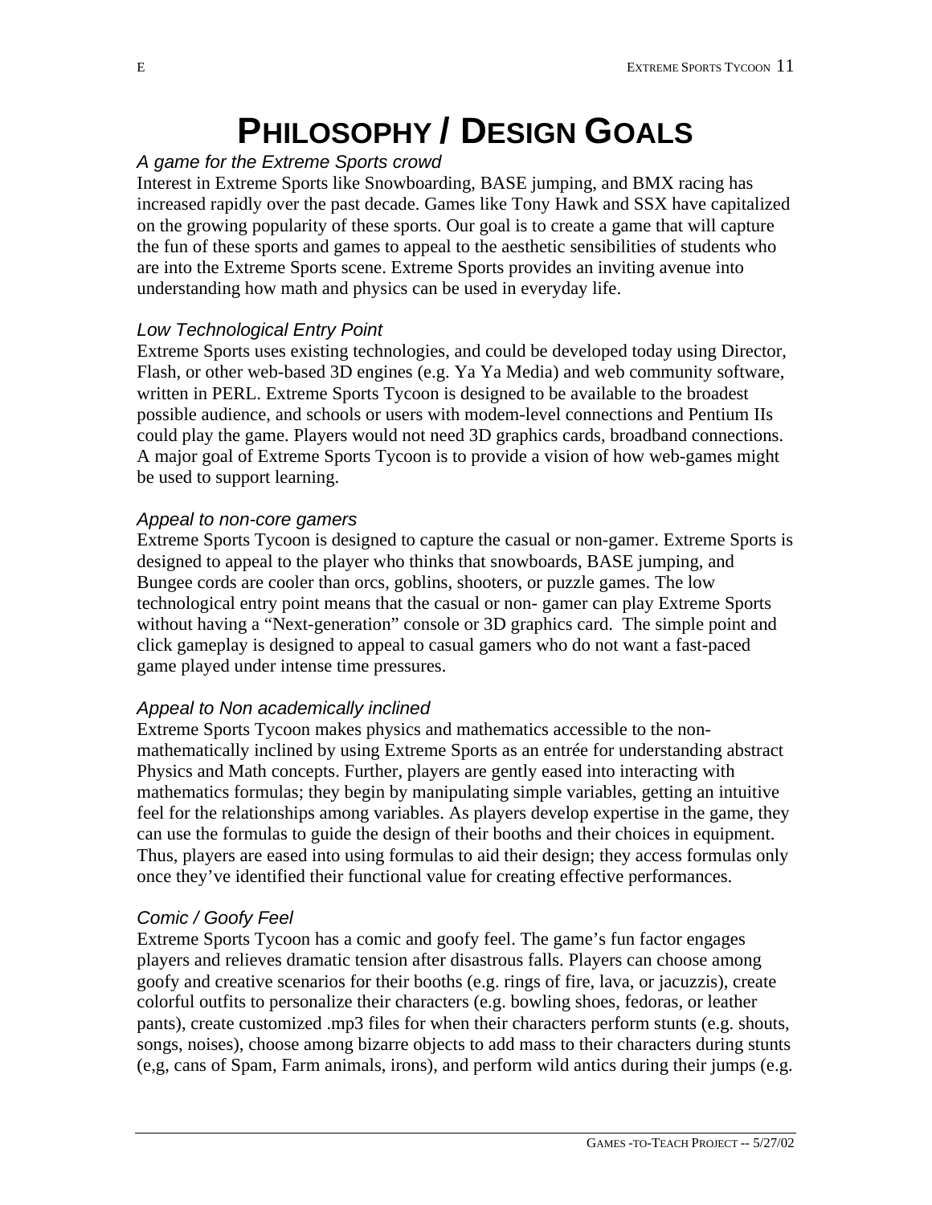# Philosophy / Design Goals

*A game for the Extreme Sports crowd*

Interest in Extreme Sports like Snowboarding, BASE jumping, and BMX racing has increased rapidly over the past decade. Games like Tony Hawk and SSX have capitalized on the growing popularity of these sports. Our goal is to create a game that will capture the fun of these sports and games to appeal to the aesthetic sensibilities of students who are into the Extreme Sports scene. Extreme Sports provides an inviting avenue into understanding how math and physics can be used in everyday life.

*Low Technological Entry Point*

Extreme Sports uses existing technologies, and could be developed today using Director, Flash, or other web-based 3D engines (e.g. Ya Ya Media) and web community software, written in PERL. Extreme Sports Tycoon is designed to be available to the broadest possible audience, and schools or users with modem-level connections and Pentium IIs could play the game. Players would not need 3D graphics cards, broadband connections. A major goal of Extreme Sports Tycoon is to provide a vision of how web-games might be used to support learning.

*Appeal to non-core gamers*

Extreme Sports Tycoon is designed to capture the casual or non-gamer. Extreme Sports is designed to appeal to the player who thinks that snowboards, BASE jumping, and Bungee cords are cooler than orcs, goblins, shooters, or puzzle games. The low technological entry point means that the casual or non- gamer can play Extreme Sports without having a "Next-generation" console or 3D graphics card. The simple point and click gameplay is designed to appeal to casual gamers who do not want a fast-paced game played under intense time pressures.

*Appeal to Non academically inclined*

Extreme Sports Tycoon makes physics and mathematics accessible to the non-mathematically inclined by using Extreme Sports as an entrée for understanding abstract Physics and Math concepts. Further, players are gently eased into interacting with mathematics formulas; they begin by manipulating simple variables, getting an intuitive feel for the relationships among variables. As players develop expertise in the game, they can use the formulas to guide the design of their booths and their choices in equipment. Thus, players are eased into using formulas to aid their design; they access formulas only once they've identified their functional value for creating effective performances.

*Comic / Goofy Feel*

Extreme Sports Tycoon has a comic and goofy feel. The game's fun factor engages players and relieves dramatic tension after disastrous falls. Players can choose among goofy and creative scenarios for their booths (e.g. rings of fire, lava, or jacuzzis), create colorful outfits to personalize their characters (e.g. bowling shoes, fedoras, or leather pants), create customized .mp3 files for when their characters perform stunts (e.g. shouts, songs, noises), choose among bizarre objects to add mass to their characters during stunts (e,g, cans of Spam, Farm animals, irons), and perform wild antics during their jumps (e.g.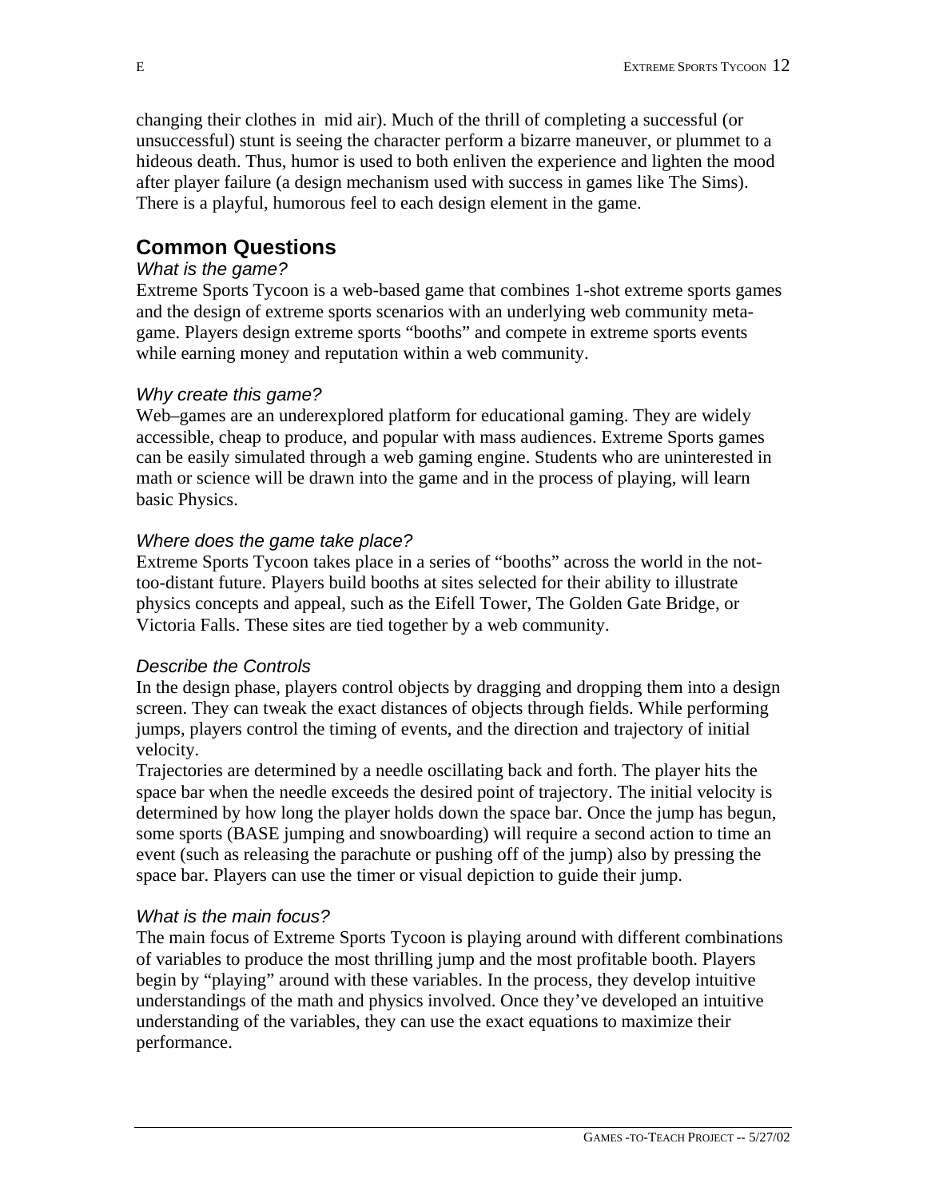changing their clothes in mid air). Much of the thrill of completing a successful (or unsuccessful) stunt is seeing the character perform a bizarre maneuver, or plummet to a hideous death. Thus, humor is used to both enliven the experience and lighten the mood after player failure (a design mechanism used with success in games like The Sims). There is a playful, humorous feel to each design element in the game.

## Common Questions

*What is the game?*

Extreme Sports Tycoon is a web-based game that combines 1-shot extreme sports games and the design of extreme sports scenarios with an underlying web community meta-game. Players design extreme sports "booths" and compete in extreme sports events while earning money and reputation within a web community.

*Why create this game?*

Web–games are an underexplored platform for educational gaming. They are widely accessible, cheap to produce, and popular with mass audiences. Extreme Sports games can be easily simulated through a web gaming engine. Students who are uninterested in math or science will be drawn into the game and in the process of playing, will learn basic Physics.

*Where does the game take place?*

Extreme Sports Tycoon takes place in a series of "booths" across the world in the not-too-distant future. Players build booths at sites selected for their ability to illustrate physics concepts and appeal, such as the Eifell Tower, The Golden Gate Bridge, or Victoria Falls. These sites are tied together by a web community.

*Describe the Controls*

In the design phase, players control objects by dragging and dropping them into a design screen. They can tweak the exact distances of objects through fields. While performing jumps, players control the timing of events, and the direction and trajectory of initial velocity.

Trajectories are determined by a needle oscillating back and forth. The player hits the space bar when the needle exceeds the desired point of trajectory. The initial velocity is determined by how long the player holds down the space bar. Once the jump has begun, some sports (BASE jumping and snowboarding) will require a second action to time an event (such as releasing the parachute or pushing off of the jump) also by pressing the space bar. Players can use the timer or visual depiction to guide their jump.

*What is the main focus?*

The main focus of Extreme Sports Tycoon is playing around with different combinations of variables to produce the most thrilling jump and the most profitable booth. Players begin by "playing" around with these variables. In the process, they develop intuitive understandings of the math and physics involved. Once they've developed an intuitive understanding of the variables, they can use the exact equations to maximize their performance.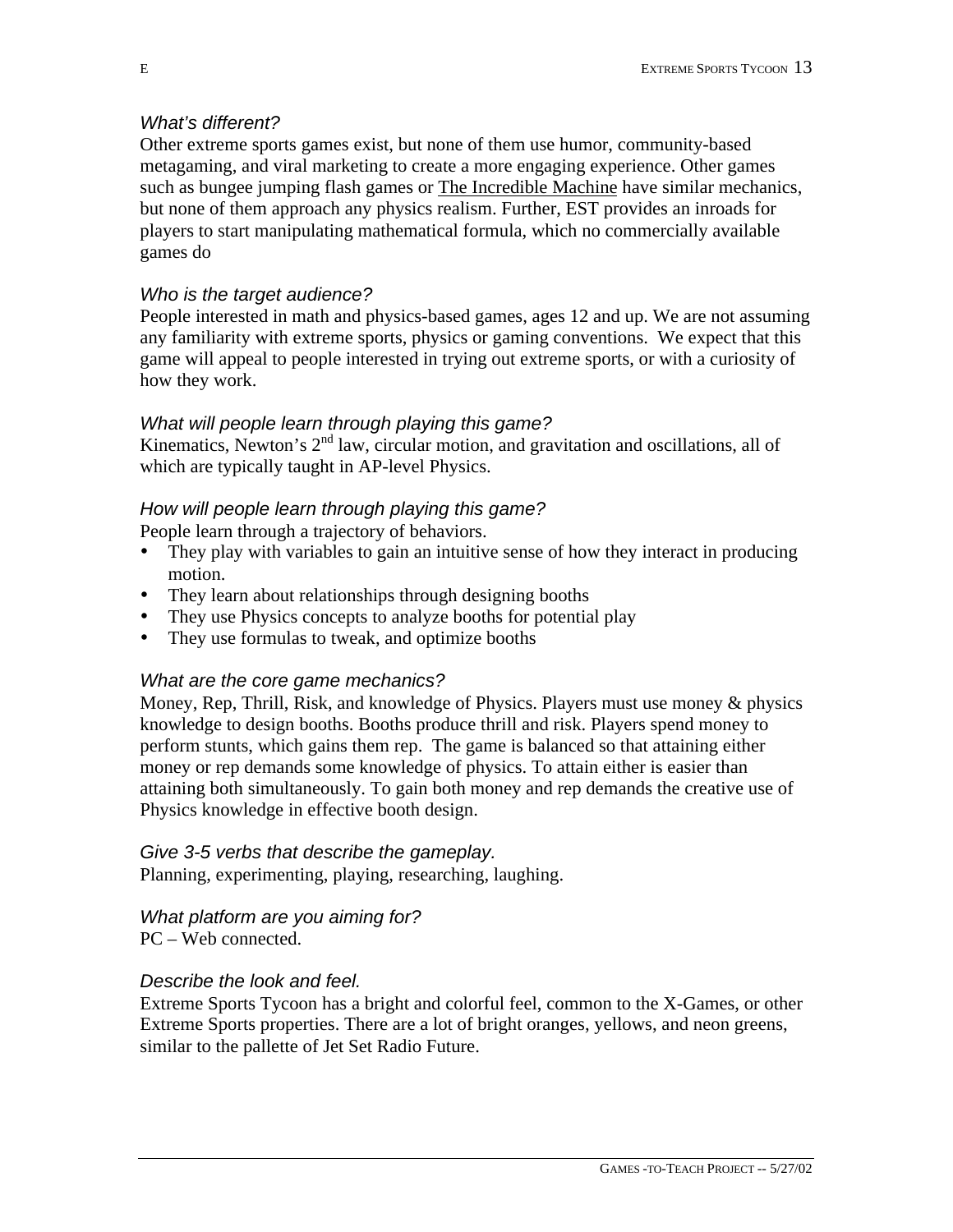*What's different?*

Other extreme sports games exist, but none of them use humor, community-based metagaming, and viral marketing to create a more engaging experience. Other games such as bungee jumping flash games or The Incredible Machine have similar mechanics, but none of them approach any physics realism. Further, EST provides an inroads for players to start manipulating mathematical formula, which no commercially available games do

*Who is the target audience?*

People interested in math and physics-based games, ages 12 and up. We are not assuming any familiarity with extreme sports, physics or gaming conventions. We expect that this game will appeal to people interested in trying out extreme sports, or with a curiosity of how they work.

*What will people learn through playing this game?*

Kinematics, Newton's 2nd law, circular motion, and gravitation and oscillations, all of which are typically taught in AP-level Physics.

*How will people learn through playing this game?*

People learn through a trajectory of behaviors.

- They play with variables to gain an intuitive sense of how they interact in producing motion.
- They learn about relationships through designing booths
- They use Physics concepts to analyze booths for potential play
- They use formulas to tweak, and optimize booths

*What are the core game mechanics?*

Money, Rep, Thrill, Risk, and knowledge of Physics. Players must use money & physics knowledge to design booths. Booths produce thrill and risk. Players spend money to perform stunts, which gains them rep. The game is balanced so that attaining either money or rep demands some knowledge of physics. To attain either is easier than attaining both simultaneously. To gain both money and rep demands the creative use of Physics knowledge in effective booth design.

*Give 3-5 verbs that describe the gameplay.*

Planning, experimenting, playing, researching, laughing.

*What platform are you aiming for?*

PC – Web connected.

*Describe the look and feel.*

Extreme Sports Tycoon has a bright and colorful feel, common to the X-Games, or other Extreme Sports properties. There are a lot of bright oranges, yellows, and neon greens, similar to the pallette of Jet Set Radio Future.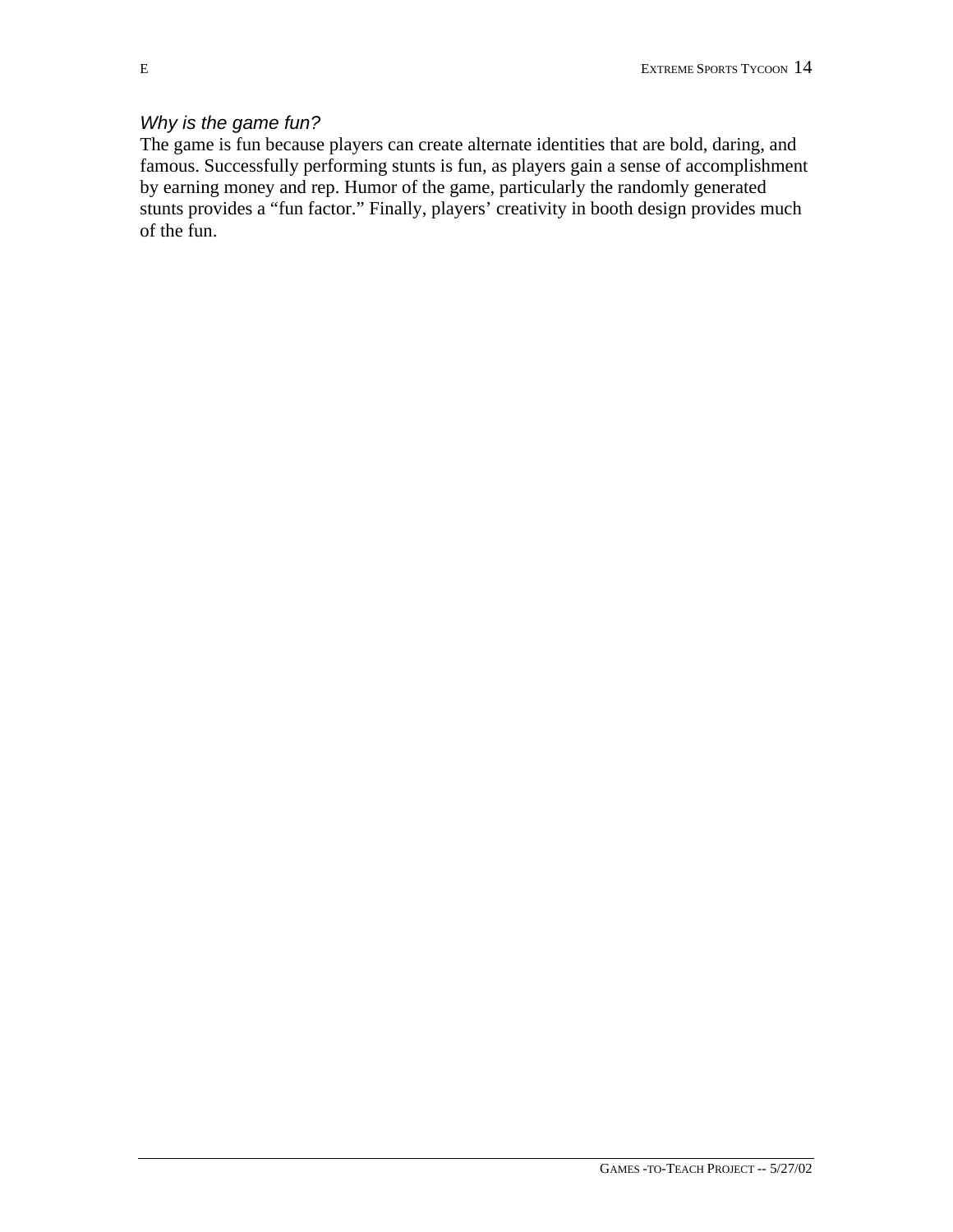*Why is the game fun?*

The game is fun because players can create alternate identities that are bold, daring, and famous. Successfully performing stunts is fun, as players gain a sense of accomplishment by earning money and rep. Humor of the game, particularly the randomly generated stunts provides a "fun factor." Finally, players' creativity in booth design provides much of the fun.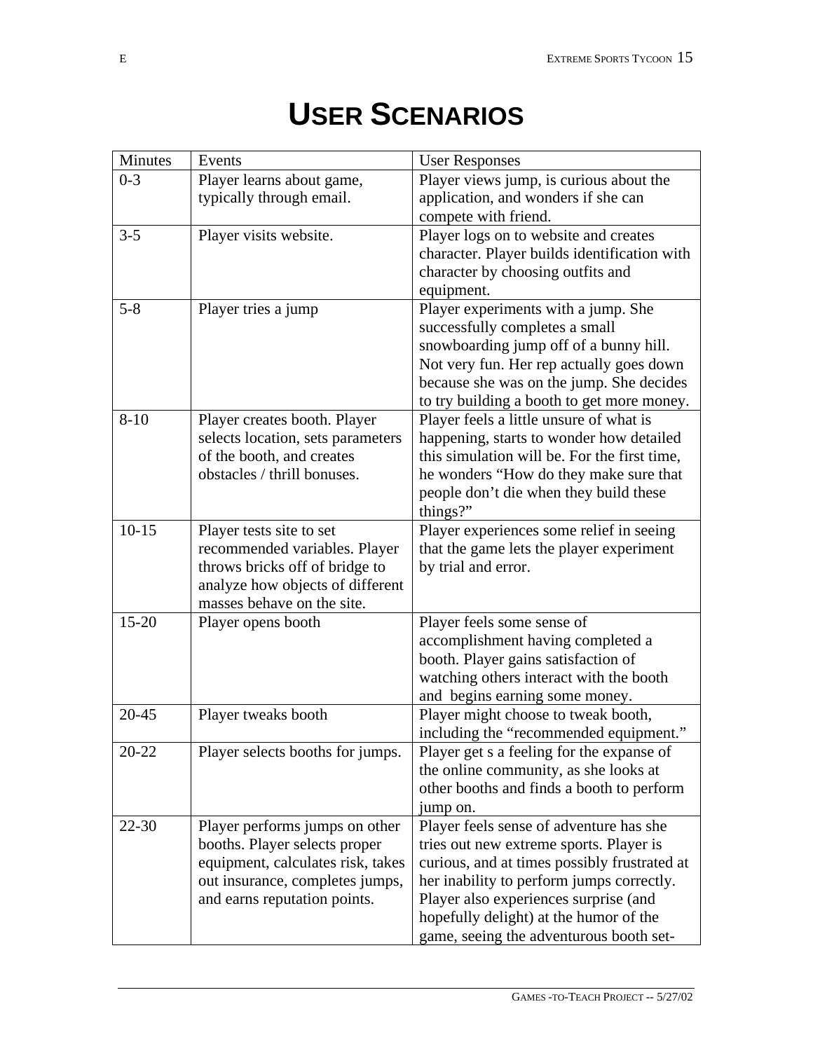# USER SCENARIOS

| Minutes | Events | User Responses |
|---|---|---|
| 0-3 | Player learns about game, typically through email. | Player views jump, is curious about the application, and wonders if she can compete with friend. |
| 3-5 | Player visits website. | Player logs on to website and creates character. Player builds identification with character by choosing outfits and equipment. |
| 5-8 | Player tries a jump | Player experiments with a jump. She successfully completes a small snowboarding jump off of a bunny hill. Not very fun. Her rep actually goes down because she was on the jump. She decides to try building a booth to get more money. |
| 8-10 | Player creates booth. Player selects location, sets parameters of the booth, and creates obstacles / thrill bonuses. | Player feels a little unsure of what is happening, starts to wonder how detailed this simulation will be. For the first time, he wonders "How do they make sure that people don't die when they build these things?" |
| 10-15 | Player tests site to set recommended variables. Player throws bricks off of bridge to analyze how objects of different masses behave on the site. | Player experiences some relief in seeing that the game lets the player experiment by trial and error. |
| 15-20 | Player opens booth | Player feels some sense of accomplishment having completed a booth. Player gains satisfaction of watching others interact with the booth and begins earning some money. |
| 20-45 | Player tweaks booth | Player might choose to tweak booth, including the "recommended equipment." |
| 20-22 | Player selects booths for jumps. | Player get s a feeling for the expanse of the online community, as she looks at other booths and finds a booth to perform jump on. |
| 22-30 | Player performs jumps on other booths. Player selects proper equipment, calculates risk, takes out insurance, completes jumps, and earns reputation points. | Player feels sense of adventure has she tries out new extreme sports. Player is curious, and at times possibly frustrated at her inability to perform jumps correctly. Player also experiences surprise (and hopefully delight) at the humor of the game, seeing the adventurous booth set- |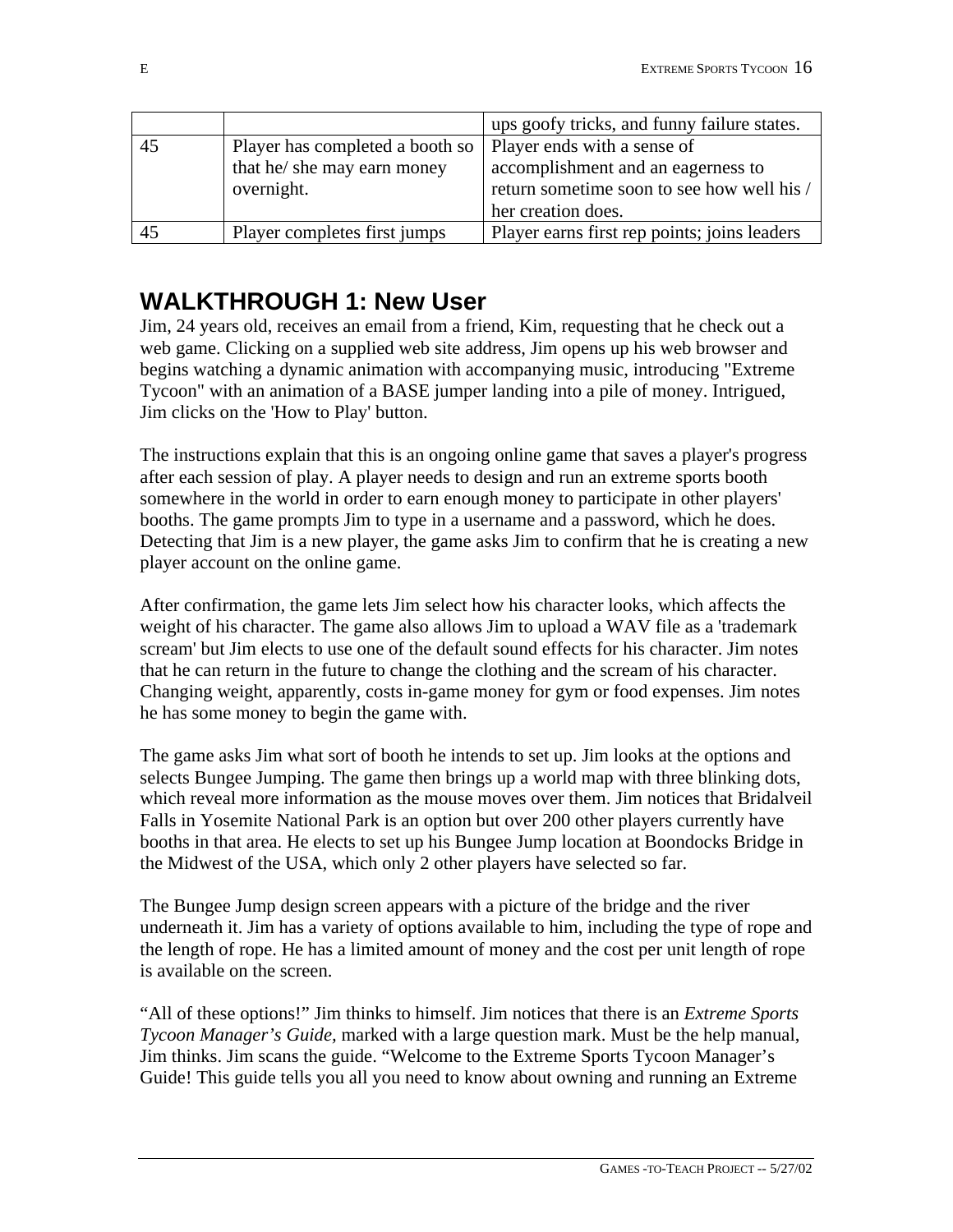| | | |
|---|---|---|
| | | ups goofy tricks, and funny failure states. |
| 45 | Player has completed a booth so that he/ she may earn money overnight. | Player ends with a sense of accomplishment and an eagerness to return sometime soon to see how well his / her creation does. |
| 45 | Player completes first jumps | Player earns first rep points; joins leaders |

## WALKTHROUGH 1: New User

Jim, 24 years old, receives an email from a friend, Kim, requesting that he check out a web game. Clicking on a supplied web site address, Jim opens up his web browser and begins watching a dynamic animation with accompanying music, introducing "Extreme Tycoon" with an animation of a BASE jumper landing into a pile of money. Intrigued, Jim clicks on the 'How to Play' button.

The instructions explain that this is an ongoing online game that saves a player's progress after each session of play. A player needs to design and run an extreme sports booth somewhere in the world in order to earn enough money to participate in other players' booths. The game prompts Jim to type in a username and a password, which he does. Detecting that Jim is a new player, the game asks Jim to confirm that he is creating a new player account on the online game.

After confirmation, the game lets Jim select how his character looks, which affects the weight of his character. The game also allows Jim to upload a WAV file as a 'trademark scream' but Jim elects to use one of the default sound effects for his character. Jim notes that he can return in the future to change the clothing and the scream of his character. Changing weight, apparently, costs in-game money for gym or food expenses. Jim notes he has some money to begin the game with.

The game asks Jim what sort of booth he intends to set up. Jim looks at the options and selects Bungee Jumping. The game then brings up a world map with three blinking dots, which reveal more information as the mouse moves over them. Jim notices that Bridalveil Falls in Yosemite National Park is an option but over 200 other players currently have booths in that area. He elects to set up his Bungee Jump location at Boondocks Bridge in the Midwest of the USA, which only 2 other players have selected so far.

The Bungee Jump design screen appears with a picture of the bridge and the river underneath it. Jim has a variety of options available to him, including the type of rope and the length of rope. He has a limited amount of money and the cost per unit length of rope is available on the screen.

"All of these options!" Jim thinks to himself. Jim notices that there is an *Extreme Sports Tycoon Manager's Guide,* marked with a large question mark. Must be the help manual, Jim thinks. Jim scans the guide. "Welcome to the Extreme Sports Tycoon Manager's Guide! This guide tells you all you need to know about owning and running an Extreme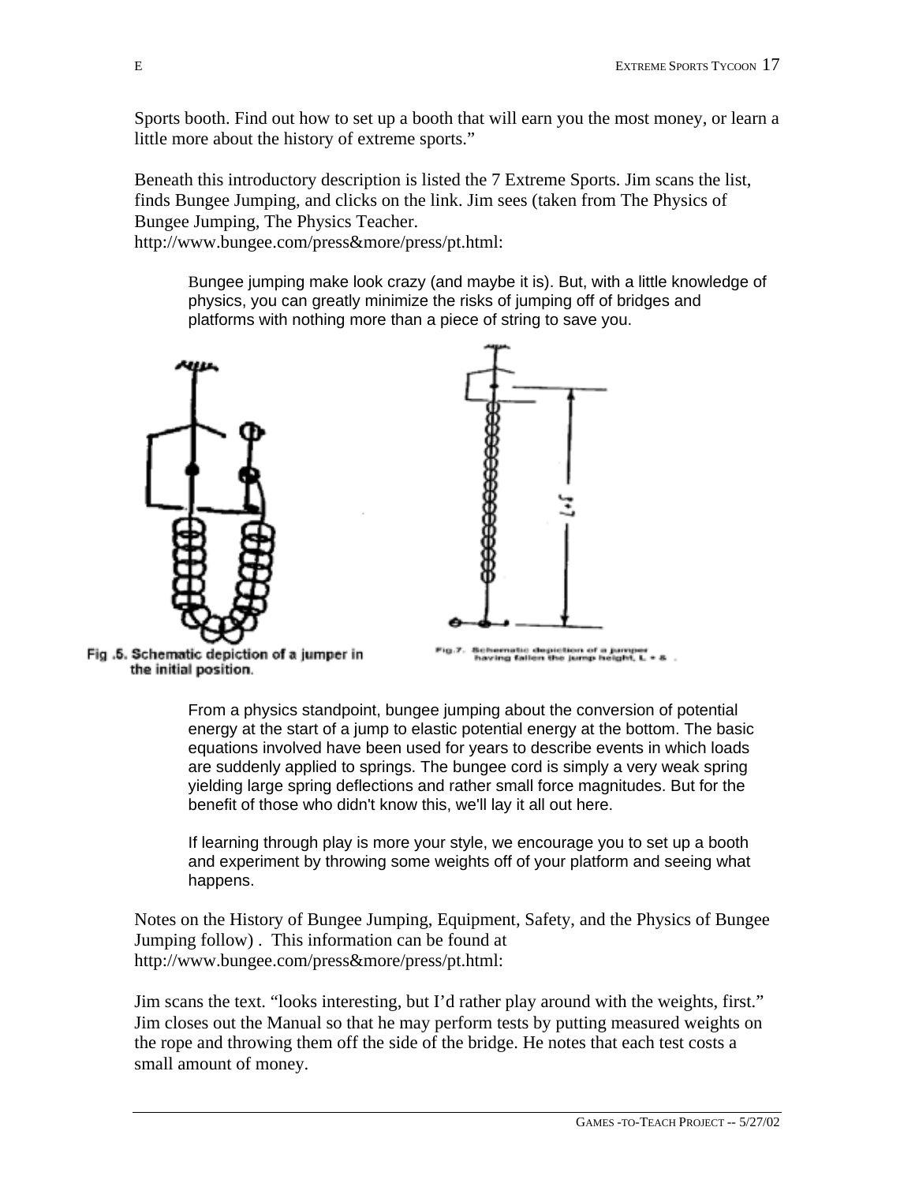Sports booth. Find out how to set up a booth that will earn you the most money, or learn a little more about the history of extreme sports."

Beneath this introductory description is listed the 7 Extreme Sports. Jim scans the list, finds Bungee Jumping, and clicks on the link. Jim sees (taken from The Physics of Bungee Jumping, The Physics Teacher. http://www.bungee.com/press&more/press/pt.html:

> Bungee jumping make look crazy (and maybe it is). But, with a little knowledge of physics, you can greatly minimize the risks of jumping off of bridges and platforms with nothing more than a piece of string to save you.

Fig .5. Schematic depiction of a jumper in the initial position.

Fig.7. Schematic depiction of a jumper having fallen the jump height, L + δ.

> From a physics standpoint, bungee jumping about the conversion of potential energy at the start of a jump to elastic potential energy at the bottom. The basic equations involved have been used for years to describe events in which loads are suddenly applied to springs. The bungee cord is simply a very weak spring yielding large spring deflections and rather small force magnitudes. But for the benefit of those who didn't know this, we'll lay it all out here.
>
> If learning through play is more your style, we encourage you to set up a booth and experiment by throwing some weights off of your platform and seeing what happens.

Notes on the History of Bungee Jumping, Equipment, Safety, and the Physics of Bungee Jumping follow) . This information can be found at http://www.bungee.com/press&more/press/pt.html:

Jim scans the text. "looks interesting, but I'd rather play around with the weights, first." Jim closes out the Manual so that he may perform tests by putting measured weights on the rope and throwing them off the side of the bridge. He notes that each test costs a small amount of money.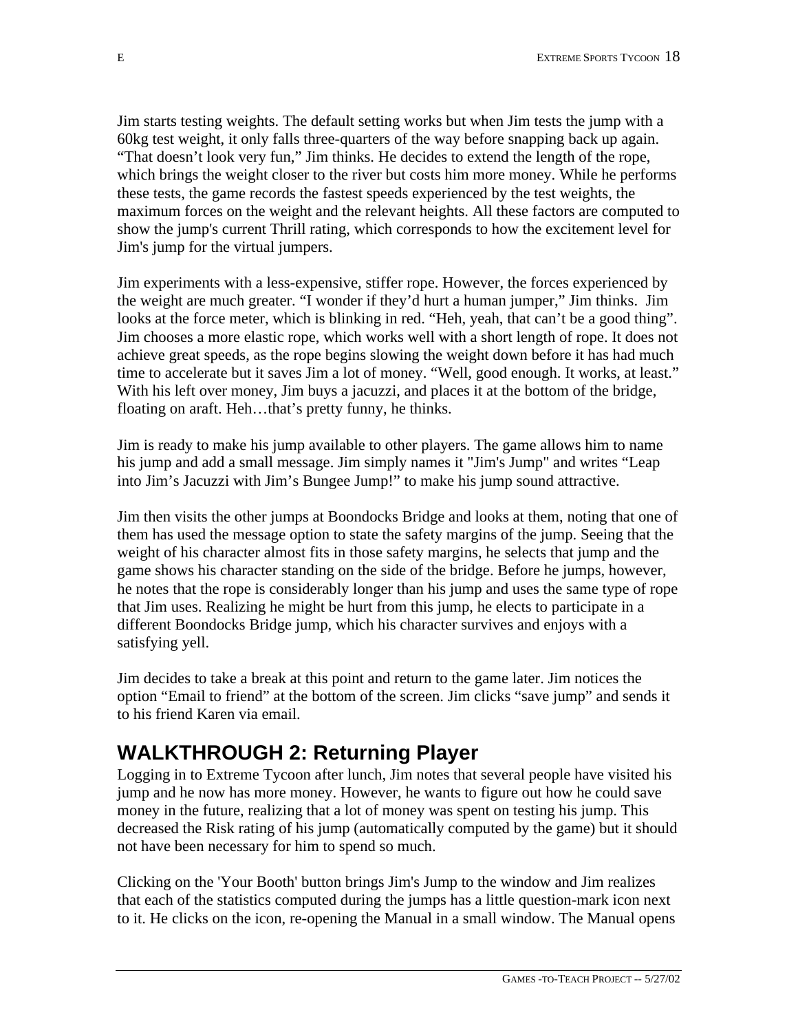Jim starts testing weights. The default setting works but when Jim tests the jump with a 60kg test weight, it only falls three-quarters of the way before snapping back up again. “That doesn’t look very fun,” Jim thinks. He decides to extend the length of the rope, which brings the weight closer to the river but costs him more money. While he performs these tests, the game records the fastest speeds experienced by the test weights, the maximum forces on the weight and the relevant heights. All these factors are computed to show the jump's current Thrill rating, which corresponds to how the excitement level for Jim's jump for the virtual jumpers.

Jim experiments with a less-expensive, stiffer rope. However, the forces experienced by the weight are much greater. “I wonder if they’d hurt a human jumper,” Jim thinks. Jim looks at the force meter, which is blinking in red. “Heh, yeah, that can’t be a good thing”. Jim chooses a more elastic rope, which works well with a short length of rope. It does not achieve great speeds, as the rope begins slowing the weight down before it has had much time to accelerate but it saves Jim a lot of money. “Well, good enough. It works, at least.” With his left over money, Jim buys a jacuzzi, and places it at the bottom of the bridge, floating on araft. Heh…that’s pretty funny, he thinks.

Jim is ready to make his jump available to other players. The game allows him to name his jump and add a small message. Jim simply names it "Jim's Jump" and writes “Leap into Jim’s Jacuzzi with Jim’s Bungee Jump!” to make his jump sound attractive.

Jim then visits the other jumps at Boondocks Bridge and looks at them, noting that one of them has used the message option to state the safety margins of the jump. Seeing that the weight of his character almost fits in those safety margins, he selects that jump and the game shows his character standing on the side of the bridge. Before he jumps, however, he notes that the rope is considerably longer than his jump and uses the same type of rope that Jim uses. Realizing he might be hurt from this jump, he elects to participate in a different Boondocks Bridge jump, which his character survives and enjoys with a satisfying yell.

Jim decides to take a break at this point and return to the game later. Jim notices the option “Email to friend” at the bottom of the screen. Jim clicks “save jump” and sends it to his friend Karen via email.

## WALKTHROUGH 2: Returning Player

Logging in to Extreme Tycoon after lunch, Jim notes that several people have visited his jump and he now has more money. However, he wants to figure out how he could save money in the future, realizing that a lot of money was spent on testing his jump. This decreased the Risk rating of his jump (automatically computed by the game) but it should not have been necessary for him to spend so much.

Clicking on the 'Your Booth' button brings Jim's Jump to the window and Jim realizes that each of the statistics computed during the jumps has a little question-mark icon next to it. He clicks on the icon, re-opening the Manual in a small window. The Manual opens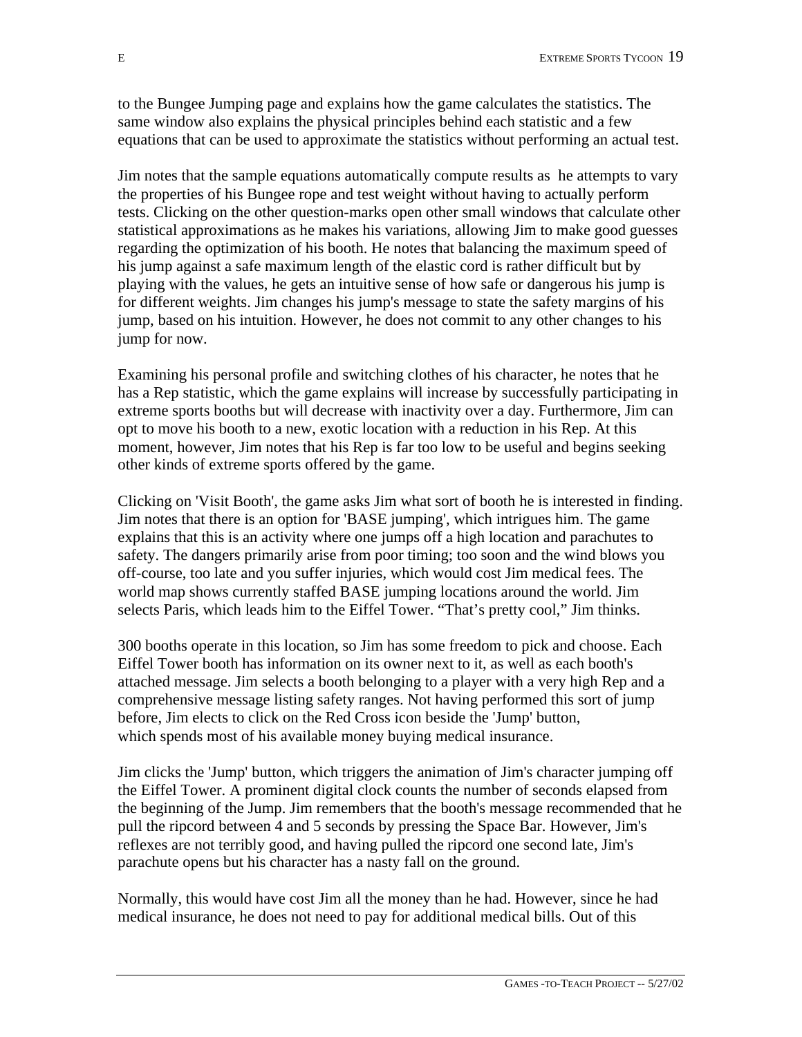to the Bungee Jumping page and explains how the game calculates the statistics. The same window also explains the physical principles behind each statistic and a few equations that can be used to approximate the statistics without performing an actual test.

Jim notes that the sample equations automatically compute results as he attempts to vary the properties of his Bungee rope and test weight without having to actually perform tests. Clicking on the other question-marks open other small windows that calculate other statistical approximations as he makes his variations, allowing Jim to make good guesses regarding the optimization of his booth. He notes that balancing the maximum speed of his jump against a safe maximum length of the elastic cord is rather difficult but by playing with the values, he gets an intuitive sense of how safe or dangerous his jump is for different weights. Jim changes his jump's message to state the safety margins of his jump, based on his intuition. However, he does not commit to any other changes to his jump for now.

Examining his personal profile and switching clothes of his character, he notes that he has a Rep statistic, which the game explains will increase by successfully participating in extreme sports booths but will decrease with inactivity over a day. Furthermore, Jim can opt to move his booth to a new, exotic location with a reduction in his Rep. At this moment, however, Jim notes that his Rep is far too low to be useful and begins seeking other kinds of extreme sports offered by the game.

Clicking on 'Visit Booth', the game asks Jim what sort of booth he is interested in finding. Jim notes that there is an option for 'BASE jumping', which intrigues him. The game explains that this is an activity where one jumps off a high location and parachutes to safety. The dangers primarily arise from poor timing; too soon and the wind blows you off-course, too late and you suffer injuries, which would cost Jim medical fees. The world map shows currently staffed BASE jumping locations around the world. Jim selects Paris, which leads him to the Eiffel Tower. "That's pretty cool," Jim thinks.

300 booths operate in this location, so Jim has some freedom to pick and choose. Each Eiffel Tower booth has information on its owner next to it, as well as each booth's attached message. Jim selects a booth belonging to a player with a very high Rep and a comprehensive message listing safety ranges. Not having performed this sort of jump before, Jim elects to click on the Red Cross icon beside the 'Jump' button, which spends most of his available money buying medical insurance.

Jim clicks the 'Jump' button, which triggers the animation of Jim's character jumping off the Eiffel Tower. A prominent digital clock counts the number of seconds elapsed from the beginning of the Jump. Jim remembers that the booth's message recommended that he pull the ripcord between 4 and 5 seconds by pressing the Space Bar. However, Jim's reflexes are not terribly good, and having pulled the ripcord one second late, Jim's parachute opens but his character has a nasty fall on the ground.

Normally, this would have cost Jim all the money than he had. However, since he had medical insurance, he does not need to pay for additional medical bills. Out of this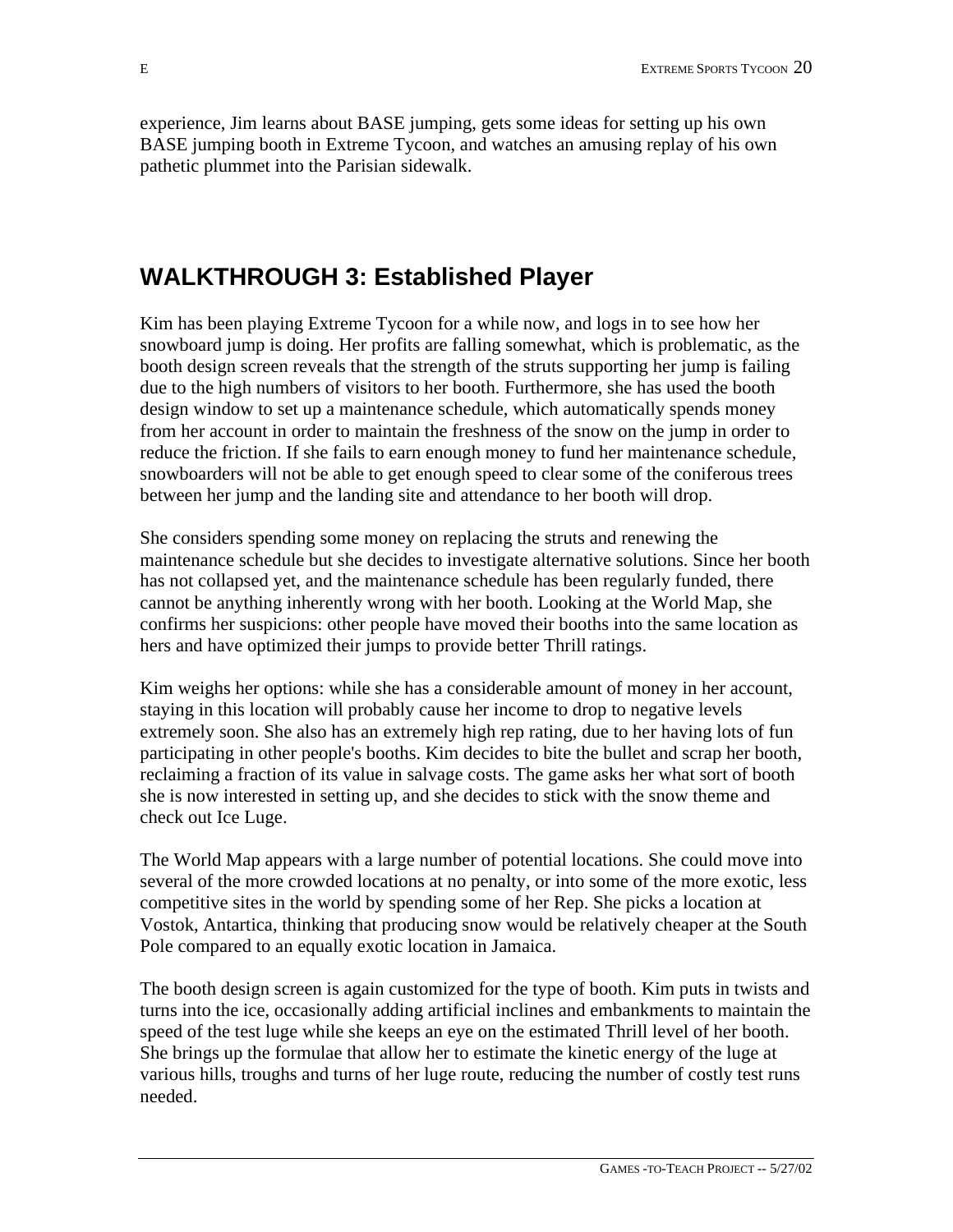experience, Jim learns about BASE jumping, gets some ideas for setting up his own BASE jumping booth in Extreme Tycoon, and watches an amusing replay of his own pathetic plummet into the Parisian sidewalk.

## WALKTHROUGH 3: Established Player

Kim has been playing Extreme Tycoon for a while now, and logs in to see how her snowboard jump is doing. Her profits are falling somewhat, which is problematic, as the booth design screen reveals that the strength of the struts supporting her jump is failing due to the high numbers of visitors to her booth. Furthermore, she has used the booth design window to set up a maintenance schedule, which automatically spends money from her account in order to maintain the freshness of the snow on the jump in order to reduce the friction. If she fails to earn enough money to fund her maintenance schedule, snowboarders will not be able to get enough speed to clear some of the coniferous trees between her jump and the landing site and attendance to her booth will drop.

She considers spending some money on replacing the struts and renewing the maintenance schedule but she decides to investigate alternative solutions. Since her booth has not collapsed yet, and the maintenance schedule has been regularly funded, there cannot be anything inherently wrong with her booth. Looking at the World Map, she confirms her suspicions: other people have moved their booths into the same location as hers and have optimized their jumps to provide better Thrill ratings.

Kim weighs her options: while she has a considerable amount of money in her account, staying in this location will probably cause her income to drop to negative levels extremely soon. She also has an extremely high rep rating, due to her having lots of fun participating in other people's booths. Kim decides to bite the bullet and scrap her booth, reclaiming a fraction of its value in salvage costs. The game asks her what sort of booth she is now interested in setting up, and she decides to stick with the snow theme and check out Ice Luge.

The World Map appears with a large number of potential locations. She could move into several of the more crowded locations at no penalty, or into some of the more exotic, less competitive sites in the world by spending some of her Rep. She picks a location at Vostok, Antartica, thinking that producing snow would be relatively cheaper at the South Pole compared to an equally exotic location in Jamaica.

The booth design screen is again customized for the type of booth. Kim puts in twists and turns into the ice, occasionally adding artificial inclines and embankments to maintain the speed of the test luge while she keeps an eye on the estimated Thrill level of her booth. She brings up the formulae that allow her to estimate the kinetic energy of the luge at various hills, troughs and turns of her luge route, reducing the number of costly test runs needed.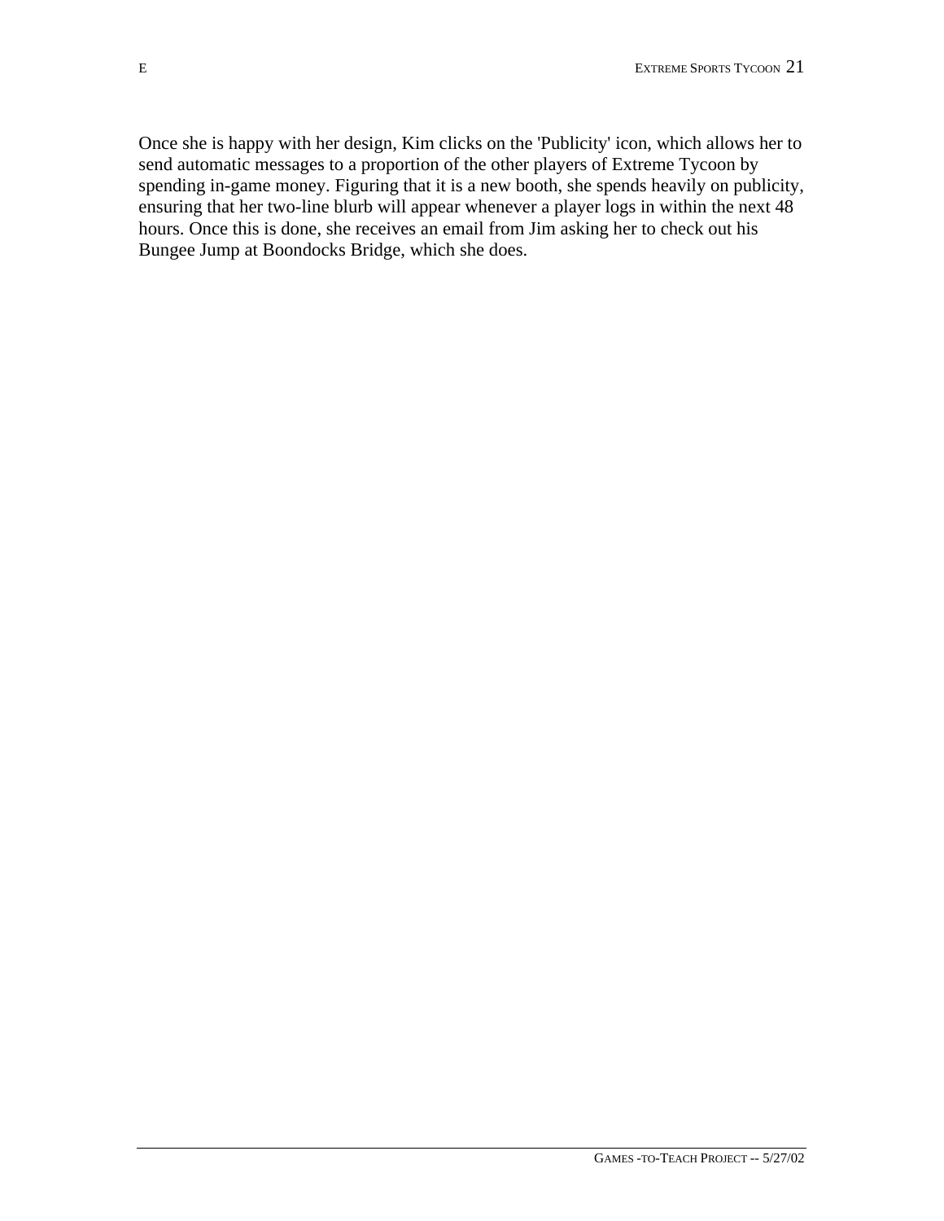Once she is happy with her design, Kim clicks on the 'Publicity' icon, which allows her to send automatic messages to a proportion of the other players of Extreme Tycoon by spending in-game money. Figuring that it is a new booth, she spends heavily on publicity, ensuring that her two-line blurb will appear whenever a player logs in within the next 48 hours. Once this is done, she receives an email from Jim asking her to check out his Bungee Jump at Boondocks Bridge, which she does.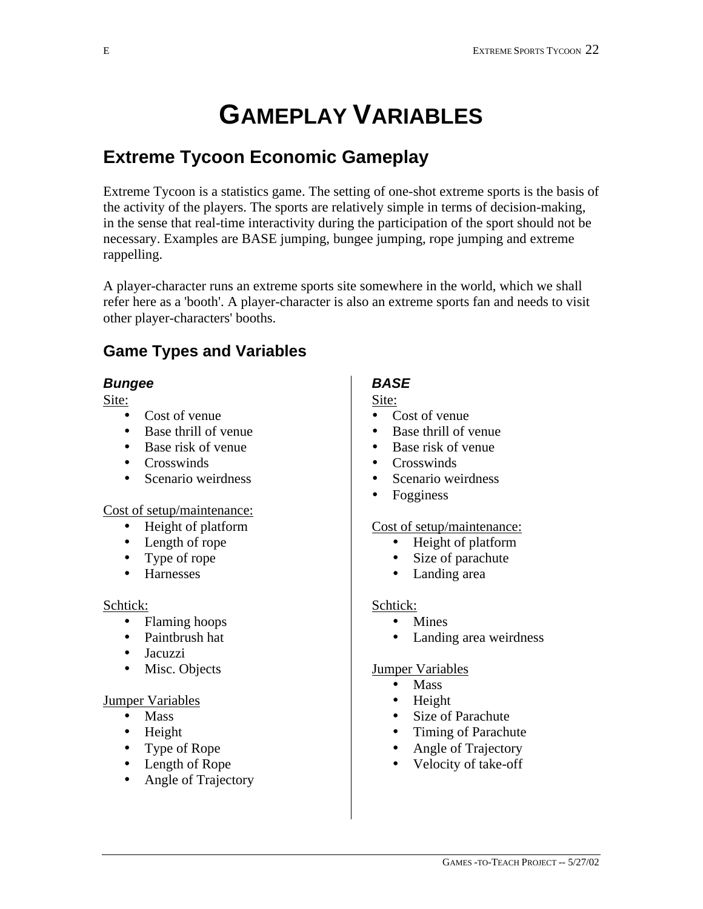# GAMEPLAY VARIABLES

## Extreme Tycoon Economic Gameplay

Extreme Tycoon is a statistics game. The setting of one-shot extreme sports is the basis of the activity of the players. The sports are relatively simple in terms of decision-making, in the sense that real-time interactivity during the participation of the sport should not be necessary. Examples are BASE jumping, bungee jumping, rope jumping and extreme rappelling.

A player-character runs an extreme sports site somewhere in the world, which we shall refer here as a 'booth'. A player-character is also an extreme sports fan and needs to visit other player-characters' booths.

### Game Types and Variables

#### *Bungee*

Site:
- Cost of venue
- Base thrill of venue
- Base risk of venue
- Crosswinds
- Scenario weirdness

Cost of setup/maintenance:
- Height of platform
- Length of rope
- Type of rope
- Harnesses

Schtick:
- Flaming hoops
- Paintbrush hat
- Jacuzzi
- Misc. Objects

Jumper Variables
- Mass
- Height
- Type of Rope
- Length of Rope
- Angle of Trajectory

#### *BASE*

Site:
- Cost of venue
- Base thrill of venue
- Base risk of venue
- Crosswinds
- Scenario weirdness
- Fogginess

Cost of setup/maintenance:
- Height of platform
- Size of parachute
- Landing area

Schtick:
- Mines
- Landing area weirdness

Jumper Variables
- Mass
- Height
- Size of Parachute
- Timing of Parachute
- Angle of Trajectory
- Velocity of take-off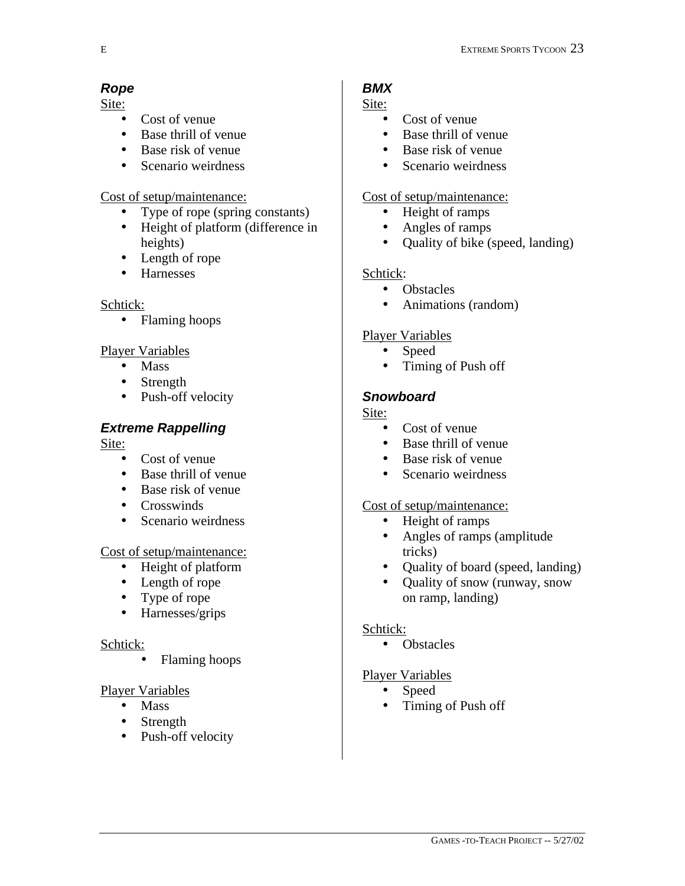### *Rope*

Site:

- Cost of venue
- Base thrill of venue
- Base risk of venue
- Scenario weirdness

Cost of setup/maintenance:

- Type of rope (spring constants)
- Height of platform (difference in heights)
- Length of rope
- Harnesses

Schtick:

- Flaming hoops

Player Variables

- Mass
- Strength
- Push-off velocity

### *Extreme Rappelling*

Site:

- Cost of venue
- Base thrill of venue
- Base risk of venue
- Crosswinds
- Scenario weirdness

Cost of setup/maintenance:

- Height of platform
- Length of rope
- Type of rope
- Harnesses/grips

Schtick:

- Flaming hoops

Player Variables

- Mass
- Strength
- Push-off velocity

### *BMX*

Site:

- Cost of venue
- Base thrill of venue
- Base risk of venue
- Scenario weirdness

Cost of setup/maintenance:

- Height of ramps
- Angles of ramps
- Quality of bike (speed, landing)

Schtick:

- Obstacles
- Animations (random)

Player Variables

- Speed
- Timing of Push off

### *Snowboard*

Site:

- Cost of venue
- Base thrill of venue
- Base risk of venue
- Scenario weirdness

Cost of setup/maintenance:

- Height of ramps
- Angles of ramps (amplitude tricks)
- Quality of board (speed, landing)
- Quality of snow (runway, snow on ramp, landing)

Schtick:

- Obstacles

Player Variables

- Speed
- Timing of Push off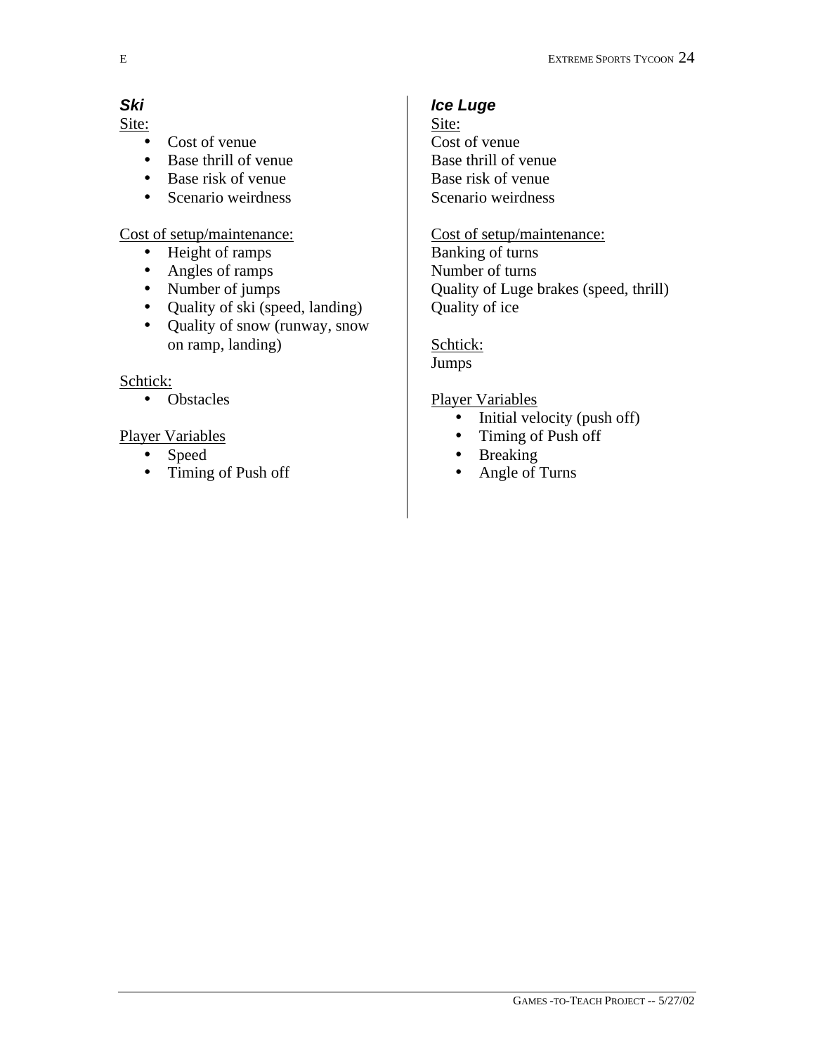### *Ski*

Site:

- Cost of venue
- Base thrill of venue
- Base risk of venue
- Scenario weirdness

Cost of setup/maintenance:

- Height of ramps
- Angles of ramps
- Number of jumps
- Quality of ski (speed, landing)
- Quality of snow (runway, snow on ramp, landing)

Schtick:

- Obstacles

Player Variables

- Speed
- Timing of Push off

### *Ice Luge*

Site:

Cost of venue
Base thrill of venue
Base risk of venue
Scenario weirdness

Cost of setup/maintenance:

Banking of turns
Number of turns
Quality of Luge brakes (speed, thrill)
Quality of ice

Schtick:

Jumps

Player Variables

- Initial velocity (push off)
- Timing of Push off
- Breaking
- Angle of Turns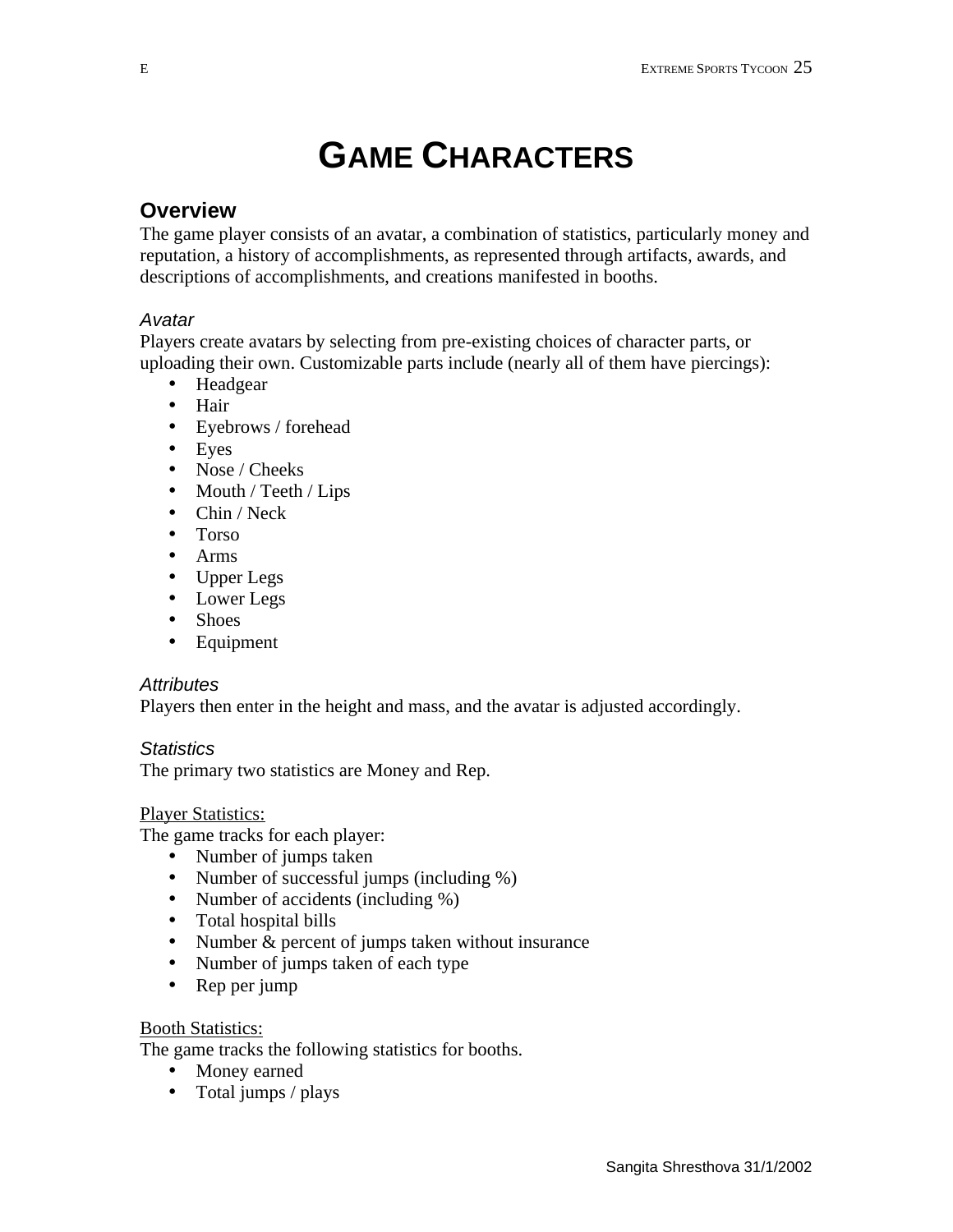# GAME CHARACTERS

## Overview

The game player consists of an avatar, a combination of statistics, particularly money and reputation, a history of accomplishments, as represented through artifacts, awards, and descriptions of accomplishments, and creations manifested in booths.

### *Avatar*

Players create avatars by selecting from pre-existing choices of character parts, or uploading their own. Customizable parts include (nearly all of them have piercings):

- Headgear
- Hair
- Eyebrows / forehead
- Eyes
- Nose / Cheeks
- Mouth / Teeth / Lips
- Chin / Neck
- Torso
- Arms
- Upper Legs
- Lower Legs
- Shoes
- Equipment

### *Attributes*

Players then enter in the height and mass, and the avatar is adjusted accordingly.

### *Statistics*

The primary two statistics are Money and Rep.

<u>Player Statistics:</u>

The game tracks for each player:

- Number of jumps taken
- Number of successful jumps (including %)
- Number of accidents (including %)
- Total hospital bills
- Number & percent of jumps taken without insurance
- Number of jumps taken of each type
- Rep per jump

<u>Booth Statistics:</u>

The game tracks the following statistics for booths.

- Money earned
- Total jumps / plays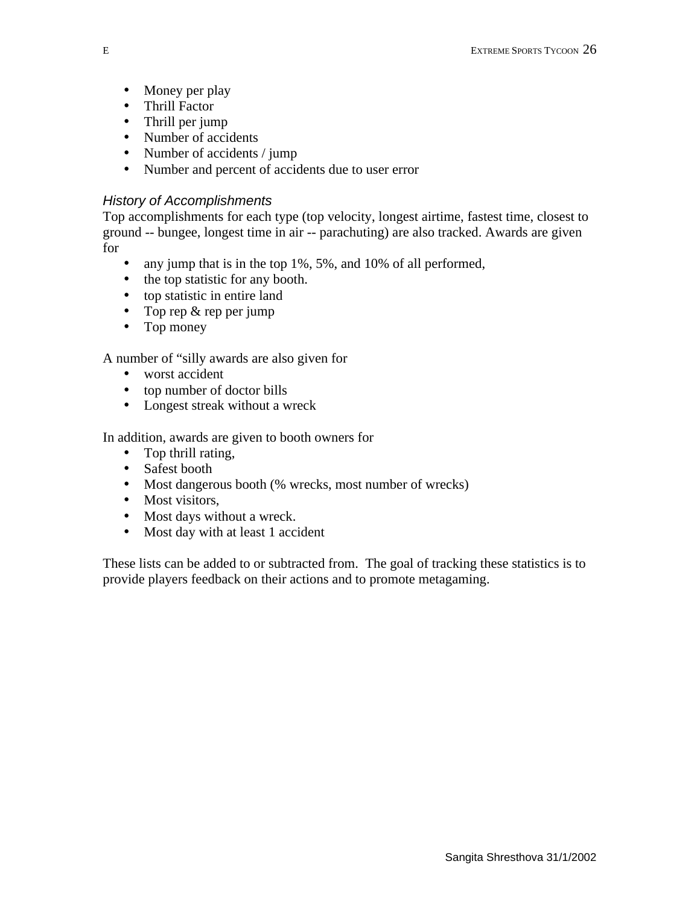- Money per play
- Thrill Factor
- Thrill per jump
- Number of accidents
- Number of accidents / jump
- Number and percent of accidents due to user error

### *History of Accomplishments*

Top accomplishments for each type (top velocity, longest airtime, fastest time, closest to ground -- bungee, longest time in air -- parachuting) are also tracked. Awards are given for

- any jump that is in the top 1%, 5%, and 10% of all performed,
- the top statistic for any booth.
- top statistic in entire land
- Top rep & rep per jump
- Top money

A number of "silly awards are also given for

- worst accident
- top number of doctor bills
- Longest streak without a wreck

In addition, awards are given to booth owners for

- Top thrill rating,
- Safest booth
- Most dangerous booth (% wrecks, most number of wrecks)
- Most visitors,
- Most days without a wreck.
- Most day with at least 1 accident

These lists can be added to or subtracted from. The goal of tracking these statistics is to provide players feedback on their actions and to promote metagaming.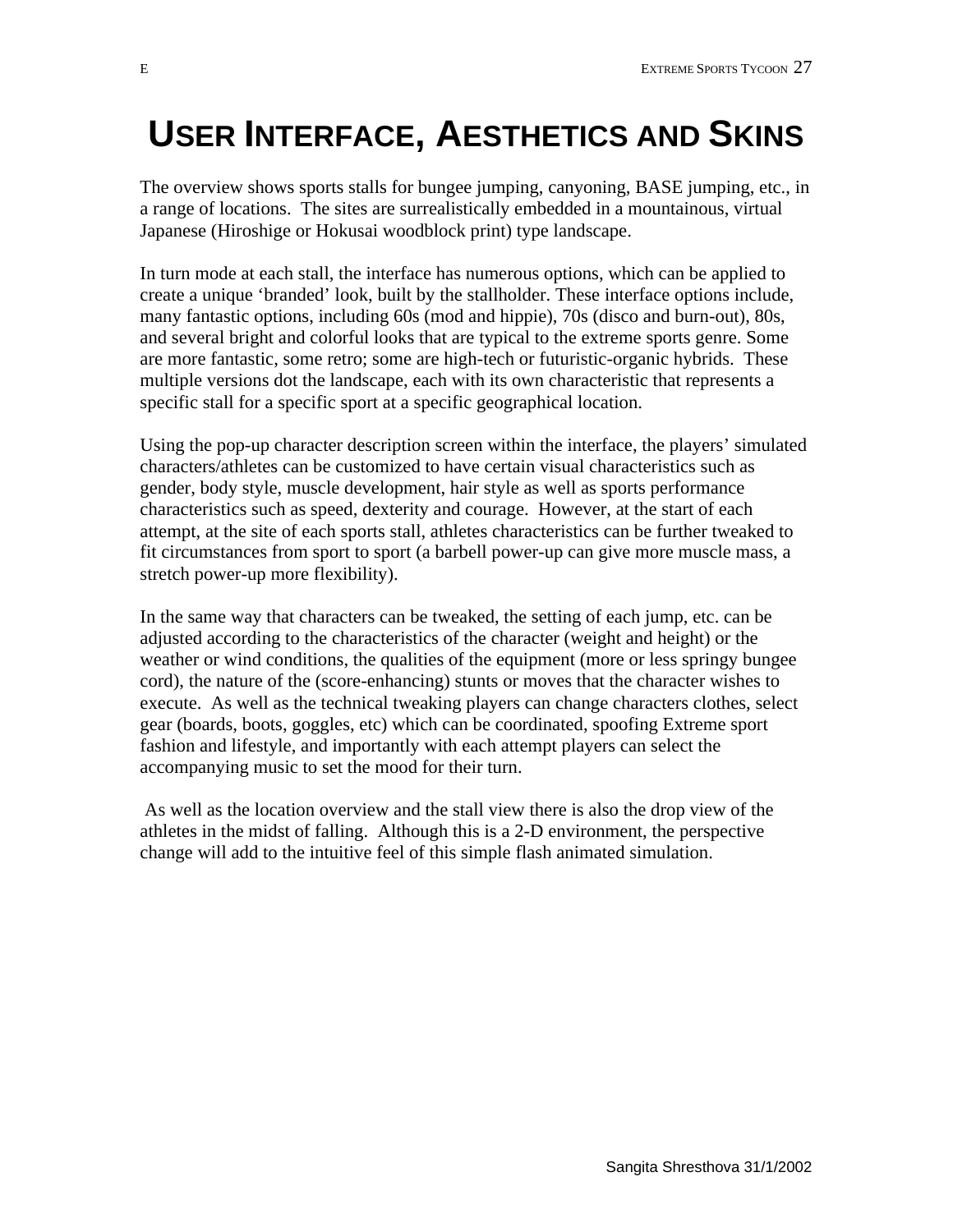# USER INTERFACE, AESTHETICS AND SKINS

The overview shows sports stalls for bungee jumping, canyoning, BASE jumping, etc., in a range of locations. The sites are surrealistically embedded in a mountainous, virtual Japanese (Hiroshige or Hokusai woodblock print) type landscape.

In turn mode at each stall, the interface has numerous options, which can be applied to create a unique 'branded' look, built by the stallholder. These interface options include, many fantastic options, including 60s (mod and hippie), 70s (disco and burn-out), 80s, and several bright and colorful looks that are typical to the extreme sports genre. Some are more fantastic, some retro; some are high-tech or futuristic-organic hybrids. These multiple versions dot the landscape, each with its own characteristic that represents a specific stall for a specific sport at a specific geographical location.

Using the pop-up character description screen within the interface, the players' simulated characters/athletes can be customized to have certain visual characteristics such as gender, body style, muscle development, hair style as well as sports performance characteristics such as speed, dexterity and courage. However, at the start of each attempt, at the site of each sports stall, athletes characteristics can be further tweaked to fit circumstances from sport to sport (a barbell power-up can give more muscle mass, a stretch power-up more flexibility).

In the same way that characters can be tweaked, the setting of each jump, etc. can be adjusted according to the characteristics of the character (weight and height) or the weather or wind conditions, the qualities of the equipment (more or less springy bungee cord), the nature of the (score-enhancing) stunts or moves that the character wishes to execute. As well as the technical tweaking players can change characters clothes, select gear (boards, boots, goggles, etc) which can be coordinated, spoofing Extreme sport fashion and lifestyle, and importantly with each attempt players can select the accompanying music to set the mood for their turn.

As well as the location overview and the stall view there is also the drop view of the athletes in the midst of falling. Although this is a 2-D environment, the perspective change will add to the intuitive feel of this simple flash animated simulation.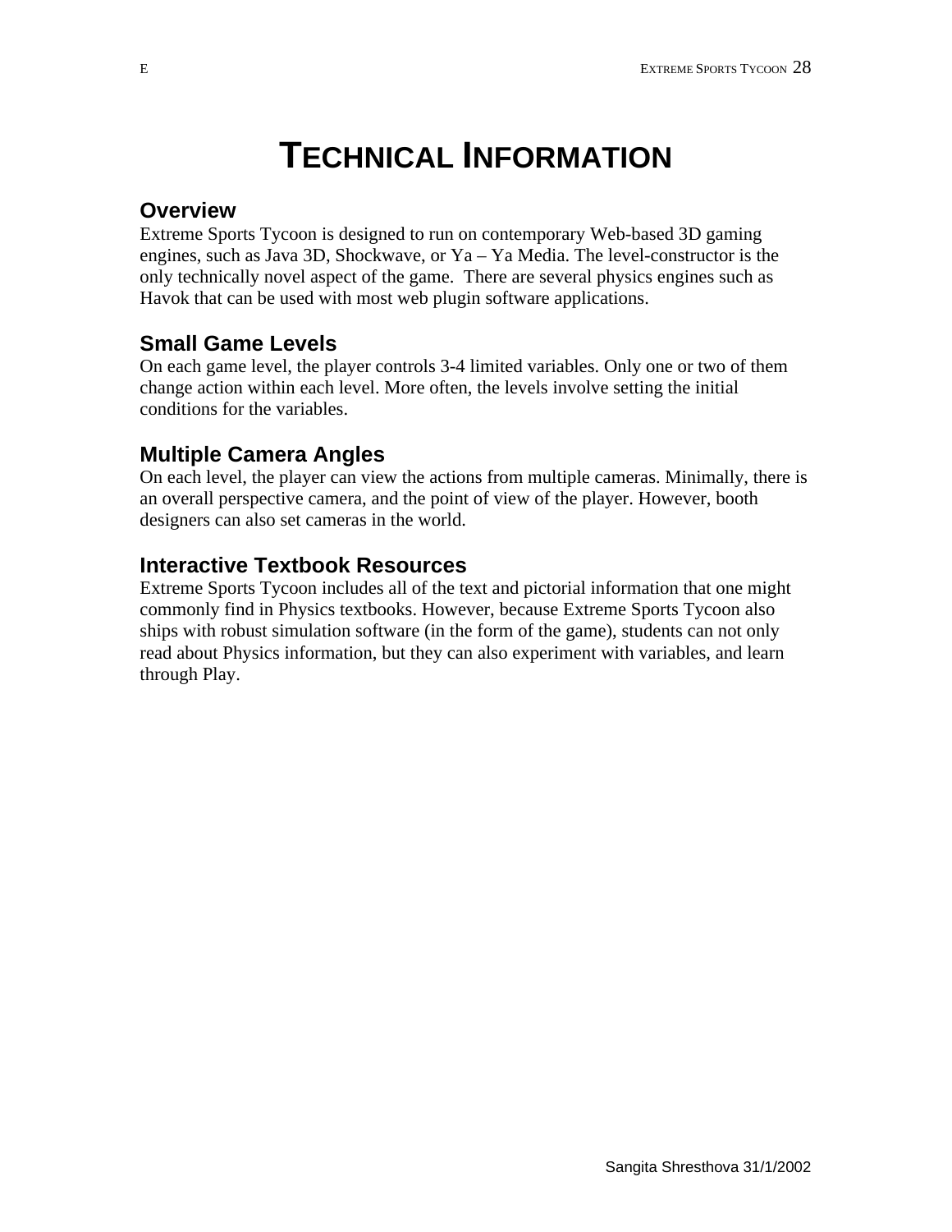# TECHNICAL INFORMATION

## Overview

Extreme Sports Tycoon is designed to run on contemporary Web-based 3D gaming engines, such as Java 3D, Shockwave, or Ya – Ya Media. The level-constructor is the only technically novel aspect of the game. There are several physics engines such as Havok that can be used with most web plugin software applications.

## Small Game Levels

On each game level, the player controls 3-4 limited variables. Only one or two of them change action within each level. More often, the levels involve setting the initial conditions for the variables.

## Multiple Camera Angles

On each level, the player can view the actions from multiple cameras. Minimally, there is an overall perspective camera, and the point of view of the player. However, booth designers can also set cameras in the world.

## Interactive Textbook Resources

Extreme Sports Tycoon includes all of the text and pictorial information that one might commonly find in Physics textbooks. However, because Extreme Sports Tycoon also ships with robust simulation software (in the form of the game), students can not only read about Physics information, but they can also experiment with variables, and learn through Play.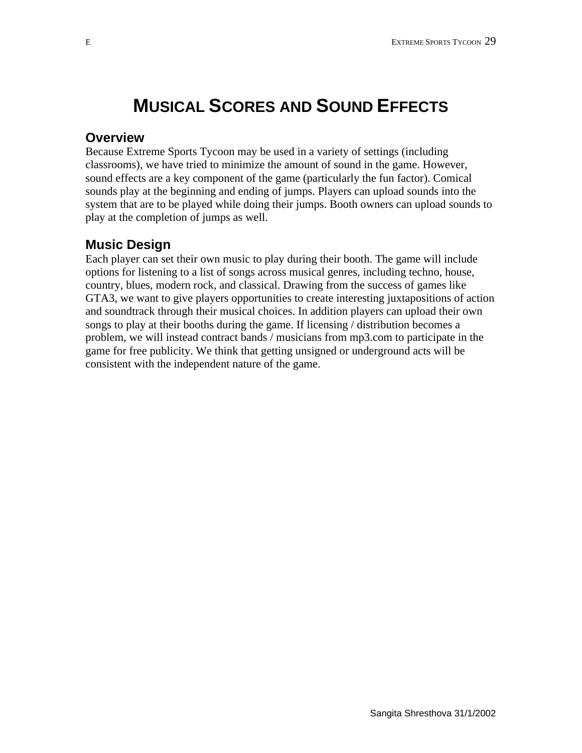# MUSICAL SCORES AND SOUND EFFECTS

## Overview

Because Extreme Sports Tycoon may be used in a variety of settings (including classrooms), we have tried to minimize the amount of sound in the game. However, sound effects are a key component of the game (particularly the fun factor). Comical sounds play at the beginning and ending of jumps. Players can upload sounds into the system that are to be played while doing their jumps. Booth owners can upload sounds to play at the completion of jumps as well.

## Music Design

Each player can set their own music to play during their booth. The game will include options for listening to a list of songs across musical genres, including techno, house, country, blues, modern rock, and classical. Drawing from the success of games like GTA3, we want to give players opportunities to create interesting juxtapositions of action and soundtrack through their musical choices. In addition players can upload their own songs to play at their booths during the game. If licensing / distribution becomes a problem, we will instead contract bands / musicians from mp3.com to participate in the game for free publicity. We think that getting unsigned or underground acts will be consistent with the independent nature of the game.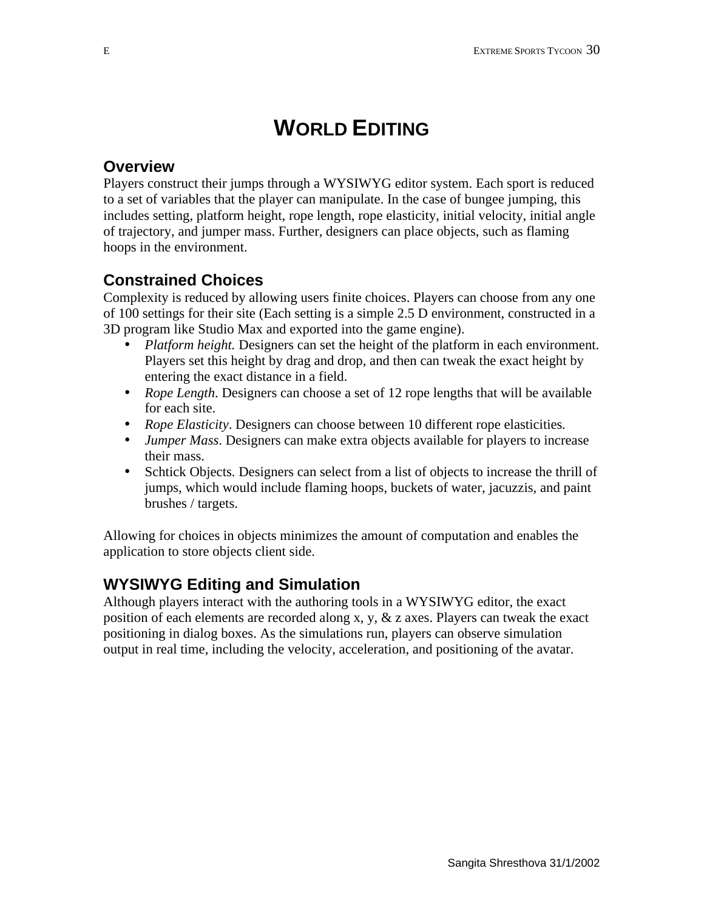# WORLD EDITING

## Overview

Players construct their jumps through a WYSIWYG editor system. Each sport is reduced to a set of variables that the player can manipulate. In the case of bungee jumping, this includes setting, platform height, rope length, rope elasticity, initial velocity, initial angle of trajectory, and jumper mass. Further, designers can place objects, such as flaming hoops in the environment.

## Constrained Choices

Complexity is reduced by allowing users finite choices. Players can choose from any one of 100 settings for their site (Each setting is a simple 2.5 D environment, constructed in a 3D program like Studio Max and exported into the game engine).

- *Platform height.* Designers can set the height of the platform in each environment. Players set this height by drag and drop, and then can tweak the exact height by entering the exact distance in a field.
- *Rope Length*. Designers can choose a set of 12 rope lengths that will be available for each site.
- *Rope Elasticity*. Designers can choose between 10 different rope elasticities.
- *Jumper Mass*. Designers can make extra objects available for players to increase their mass.
- Schtick Objects. Designers can select from a list of objects to increase the thrill of jumps, which would include flaming hoops, buckets of water, jacuzzis, and paint brushes / targets.

Allowing for choices in objects minimizes the amount of computation and enables the application to store objects client side.

## WYSIWYG Editing and Simulation

Although players interact with the authoring tools in a WYSIWYG editor, the exact position of each elements are recorded along x, y, & z axes. Players can tweak the exact positioning in dialog boxes. As the simulations run, players can observe simulation output in real time, including the velocity, acceleration, and positioning of the avatar.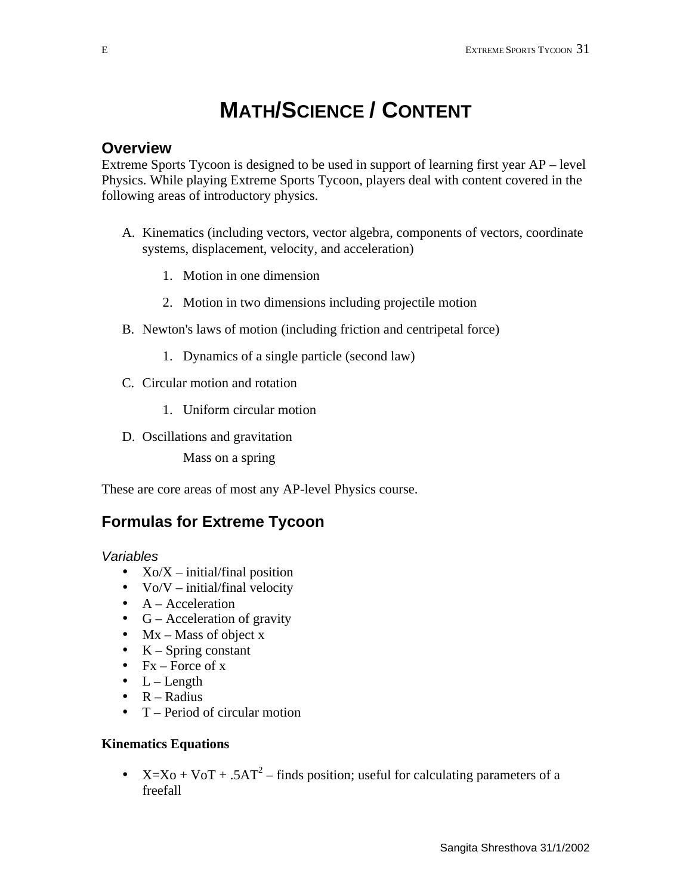# MATH/SCIENCE / CONTENT

## Overview

Extreme Sports Tycoon is designed to be used in support of learning first year AP – level Physics. While playing Extreme Sports Tycoon, players deal with content covered in the following areas of introductory physics.

A. Kinematics (including vectors, vector algebra, components of vectors, coordinate systems, displacement, velocity, and acceleration)

   1. Motion in one dimension

   2. Motion in two dimensions including projectile motion

B. Newton's laws of motion (including friction and centripetal force)

   1. Dynamics of a single particle (second law)

C. Circular motion and rotation

   1. Uniform circular motion

D. Oscillations and gravitation

   Mass on a spring

These are core areas of most any AP-level Physics course.

## Formulas for Extreme Tycoon

*Variables*

- Xo/X – initial/final position
- Vo/V – initial/final velocity
- A – Acceleration
- G – Acceleration of gravity
- Mx – Mass of object x
- K – Spring constant
- Fx – Force of x
- L – Length
- R – Radius
- T – Period of circular motion

**Kinematics Equations**

- $X = Xo + VoT + .5AT^2$ – finds position; useful for calculating parameters of a freefall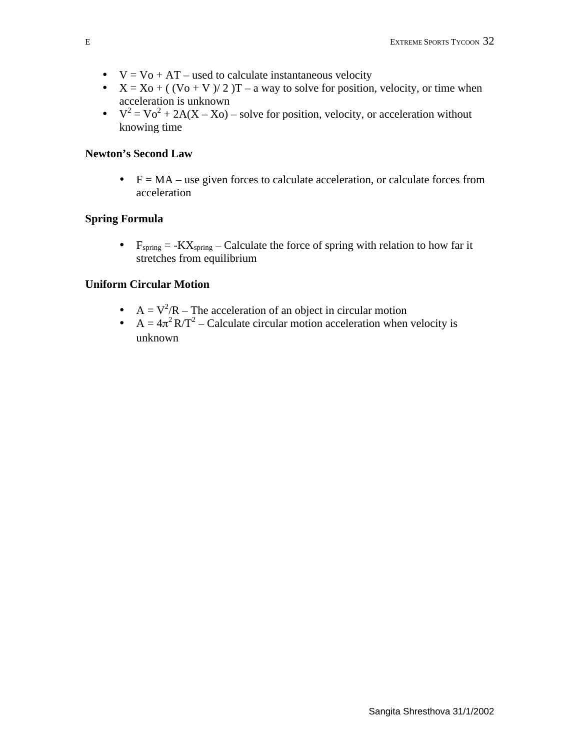- $V = Vo + AT$ – used to calculate instantaneous velocity
- $X = Xo + ( (Vo + V )/ 2 )T$ – a way to solve for position, velocity, or time when acceleration is unknown
- $V^2 = Vo^2 + 2A(X – Xo)$ – solve for position, velocity, or acceleration without knowing time

**Newton's Second Law**

- $F = MA$ – use given forces to calculate acceleration, or calculate forces from acceleration

**Spring Formula**

- $F_{spring} = -KX_{spring}$ – Calculate the force of spring with relation to how far it stretches from equilibrium

**Uniform Circular Motion**

- $A = V^2/R$ – The acceleration of an object in circular motion
- $A = 4\pi^2 R/T^2$ – Calculate circular motion acceleration when velocity is unknown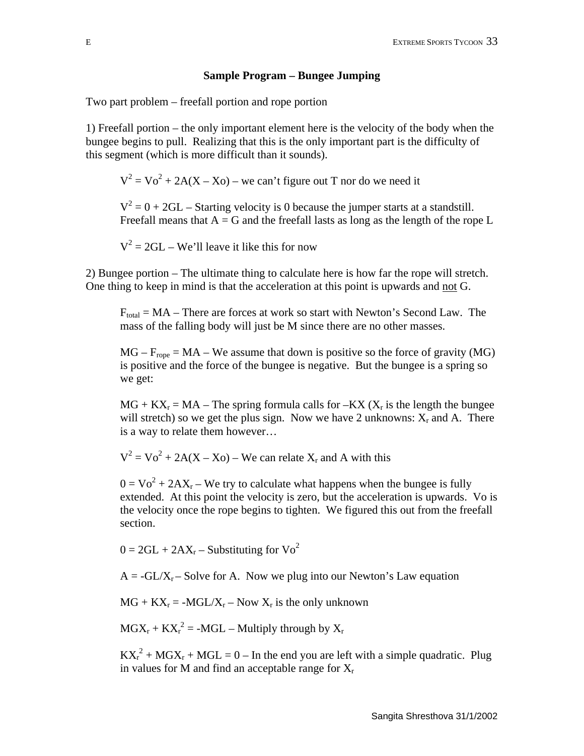### Sample Program – Bungee Jumping

Two part problem – freefall portion and rope portion

1) Freefall portion – the only important element here is the velocity of the body when the bungee begins to pull. Realizing that this is the only important part is the difficulty of this segment (which is more difficult than it sounds).

> $V^2 = Vo^2 + 2A(X – Xo)$ – we can't figure out T nor do we need it
>
> $V^2 = 0 + 2GL$ – Starting velocity is 0 because the jumper starts at a standstill. Freefall means that A = G and the freefall lasts as long as the length of the rope L
>
> $V^2 = 2GL$ – We'll leave it like this for now

2) Bungee portion – The ultimate thing to calculate here is how far the rope will stretch. One thing to keep in mind is that the acceleration at this point is upwards and <u>not</u> G.

> $F_{total} = MA$ – There are forces at work so start with Newton's Second Law. The mass of the falling body will just be M since there are no other masses.
>
> $MG – F_{rope} = MA$ – We assume that down is positive so the force of gravity (MG) is positive and the force of the bungee is negative. But the bungee is a spring so we get:
>
> $MG + KX_r = MA$ – The spring formula calls for –KX ($X_r$ is the length the bungee will stretch) so we get the plus sign. Now we have 2 unknowns: $X_r$ and A. There is a way to relate them however…
>
> $V^2 = Vo^2 + 2A(X – Xo)$ – We can relate $X_r$ and A with this
>
> $0 = Vo^2 + 2AX_r$ – We try to calculate what happens when the bungee is fully extended. At this point the velocity is zero, but the acceleration is upwards. Vo is the velocity once the rope begins to tighten. We figured this out from the freefall section.
>
> $0 = 2GL + 2AX_r$ – Substituting for $Vo^2$
>
> $A = -GL/X_r$ – Solve for A. Now we plug into our Newton's Law equation
>
> $MG + KX_r = -MGL/X_r$ – Now $X_r$ is the only unknown
>
> $MGX_r + KX_r^2 = -MGL$ – Multiply through by $X_r$
>
> $KX_r^2 + MGX_r + MGL = 0$ – In the end you are left with a simple quadratic. Plug in values for M and find an acceptable range for $X_r$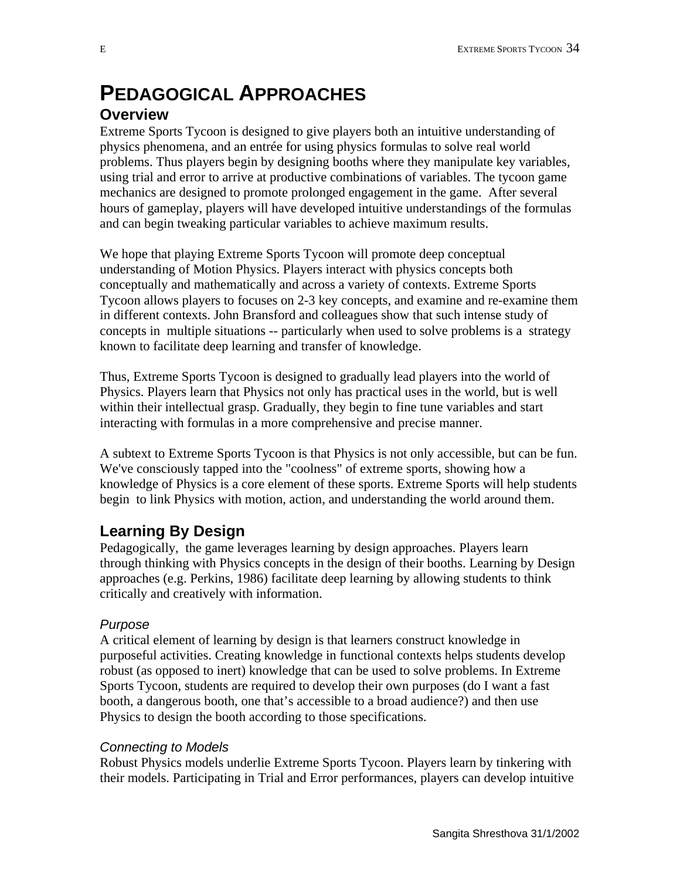# PEDAGOGICAL APPROACHES

## Overview

Extreme Sports Tycoon is designed to give players both an intuitive understanding of physics phenomena, and an entrée for using physics formulas to solve real world problems. Thus players begin by designing booths where they manipulate key variables, using trial and error to arrive at productive combinations of variables. The tycoon game mechanics are designed to promote prolonged engagement in the game. After several hours of gameplay, players will have developed intuitive understandings of the formulas and can begin tweaking particular variables to achieve maximum results.

We hope that playing Extreme Sports Tycoon will promote deep conceptual understanding of Motion Physics. Players interact with physics concepts both conceptually and mathematically and across a variety of contexts. Extreme Sports Tycoon allows players to focuses on 2-3 key concepts, and examine and re-examine them in different contexts. John Bransford and colleagues show that such intense study of concepts in multiple situations -- particularly when used to solve problems is a strategy known to facilitate deep learning and transfer of knowledge.

Thus, Extreme Sports Tycoon is designed to gradually lead players into the world of Physics. Players learn that Physics not only has practical uses in the world, but is well within their intellectual grasp. Gradually, they begin to fine tune variables and start interacting with formulas in a more comprehensive and precise manner.

A subtext to Extreme Sports Tycoon is that Physics is not only accessible, but can be fun. We've consciously tapped into the "coolness" of extreme sports, showing how a knowledge of Physics is a core element of these sports. Extreme Sports will help students begin to link Physics with motion, action, and understanding the world around them.

## Learning By Design

Pedagogically, the game leverages learning by design approaches. Players learn through thinking with Physics concepts in the design of their booths. Learning by Design approaches (e.g. Perkins, 1986) facilitate deep learning by allowing students to think critically and creatively with information.

### *Purpose*

A critical element of learning by design is that learners construct knowledge in purposeful activities. Creating knowledge in functional contexts helps students develop robust (as opposed to inert) knowledge that can be used to solve problems. In Extreme Sports Tycoon, students are required to develop their own purposes (do I want a fast booth, a dangerous booth, one that's accessible to a broad audience?) and then use Physics to design the booth according to those specifications.

### *Connecting to Models*

Robust Physics models underlie Extreme Sports Tycoon. Players learn by tinkering with their models. Participating in Trial and Error performances, players can develop intuitive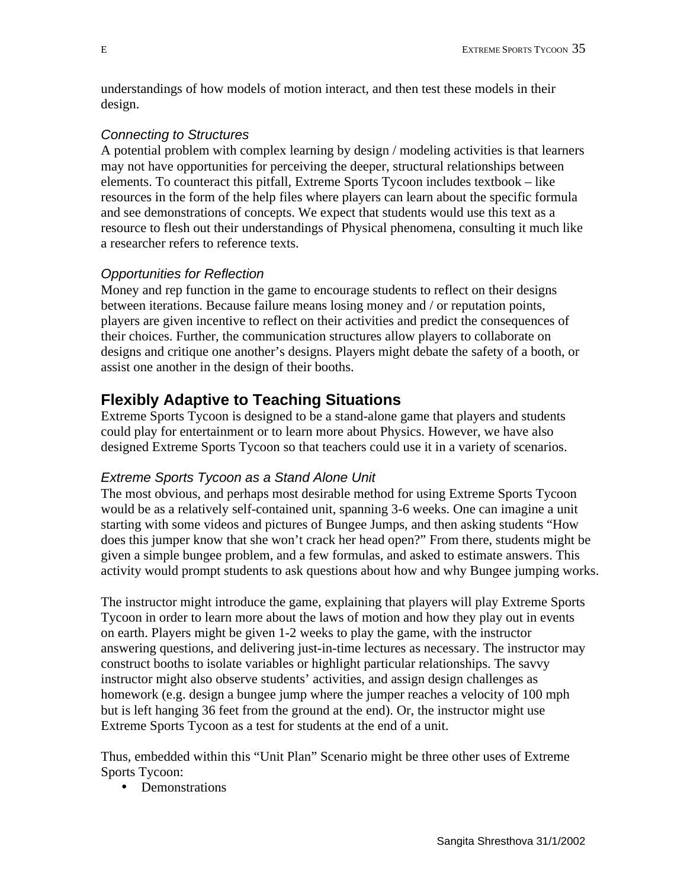understandings of how models of motion interact, and then test these models in their design.

### *Connecting to Structures*

A potential problem with complex learning by design / modeling activities is that learners may not have opportunities for perceiving the deeper, structural relationships between elements. To counteract this pitfall, Extreme Sports Tycoon includes textbook – like resources in the form of the help files where players can learn about the specific formula and see demonstrations of concepts. We expect that students would use this text as a resource to flesh out their understandings of Physical phenomena, consulting it much like a researcher refers to reference texts.

### *Opportunities for Reflection*

Money and rep function in the game to encourage students to reflect on their designs between iterations. Because failure means losing money and / or reputation points, players are given incentive to reflect on their activities and predict the consequences of their choices. Further, the communication structures allow players to collaborate on designs and critique one another's designs. Players might debate the safety of a booth, or assist one another in the design of their booths.

## Flexibly Adaptive to Teaching Situations

Extreme Sports Tycoon is designed to be a stand-alone game that players and students could play for entertainment or to learn more about Physics. However, we have also designed Extreme Sports Tycoon so that teachers could use it in a variety of scenarios.

### *Extreme Sports Tycoon as a Stand Alone Unit*

The most obvious, and perhaps most desirable method for using Extreme Sports Tycoon would be as a relatively self-contained unit, spanning 3-6 weeks. One can imagine a unit starting with some videos and pictures of Bungee Jumps, and then asking students "How does this jumper know that she won't crack her head open?" From there, students might be given a simple bungee problem, and a few formulas, and asked to estimate answers. This activity would prompt students to ask questions about how and why Bungee jumping works.

The instructor might introduce the game, explaining that players will play Extreme Sports Tycoon in order to learn more about the laws of motion and how they play out in events on earth. Players might be given 1-2 weeks to play the game, with the instructor answering questions, and delivering just-in-time lectures as necessary. The instructor may construct booths to isolate variables or highlight particular relationships. The savvy instructor might also observe students' activities, and assign design challenges as homework (e.g. design a bungee jump where the jumper reaches a velocity of 100 mph but is left hanging 36 feet from the ground at the end). Or, the instructor might use Extreme Sports Tycoon as a test for students at the end of a unit.

Thus, embedded within this "Unit Plan" Scenario might be three other uses of Extreme Sports Tycoon:

- Demonstrations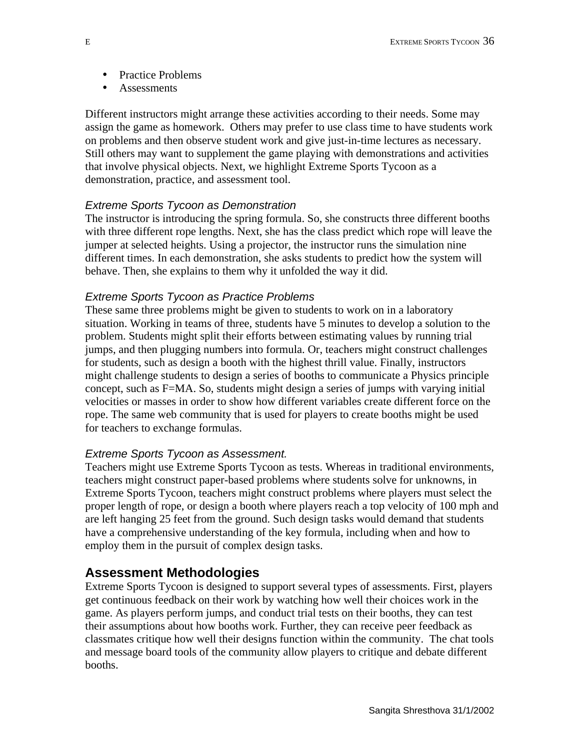- Practice Problems
- Assessments

Different instructors might arrange these activities according to their needs. Some may assign the game as homework. Others may prefer to use class time to have students work on problems and then observe student work and give just-in-time lectures as necessary. Still others may want to supplement the game playing with demonstrations and activities that involve physical objects. Next, we highlight Extreme Sports Tycoon as a demonstration, practice, and assessment tool.

### *Extreme Sports Tycoon as Demonstration*

The instructor is introducing the spring formula. So, she constructs three different booths with three different rope lengths. Next, she has the class predict which rope will leave the jumper at selected heights. Using a projector, the instructor runs the simulation nine different times. In each demonstration, she asks students to predict how the system will behave. Then, she explains to them why it unfolded the way it did.

### *Extreme Sports Tycoon as Practice Problems*

These same three problems might be given to students to work on in a laboratory situation. Working in teams of three, students have 5 minutes to develop a solution to the problem. Students might split their efforts between estimating values by running trial jumps, and then plugging numbers into formula. Or, teachers might construct challenges for students, such as design a booth with the highest thrill value. Finally, instructors might challenge students to design a series of booths to communicate a Physics principle concept, such as F=MA. So, students might design a series of jumps with varying initial velocities or masses in order to show how different variables create different force on the rope. The same web community that is used for players to create booths might be used for teachers to exchange formulas.

### *Extreme Sports Tycoon as Assessment.*

Teachers might use Extreme Sports Tycoon as tests. Whereas in traditional environments, teachers might construct paper-based problems where students solve for unknowns, in Extreme Sports Tycoon, teachers might construct problems where players must select the proper length of rope, or design a booth where players reach a top velocity of 100 mph and are left hanging 25 feet from the ground. Such design tasks would demand that students have a comprehensive understanding of the key formula, including when and how to employ them in the pursuit of complex design tasks.

## Assessment Methodologies

Extreme Sports Tycoon is designed to support several types of assessments. First, players get continuous feedback on their work by watching how well their choices work in the game. As players perform jumps, and conduct trial tests on their booths, they can test their assumptions about how booths work. Further, they can receive peer feedback as classmates critique how well their designs function within the community. The chat tools and message board tools of the community allow players to critique and debate different booths.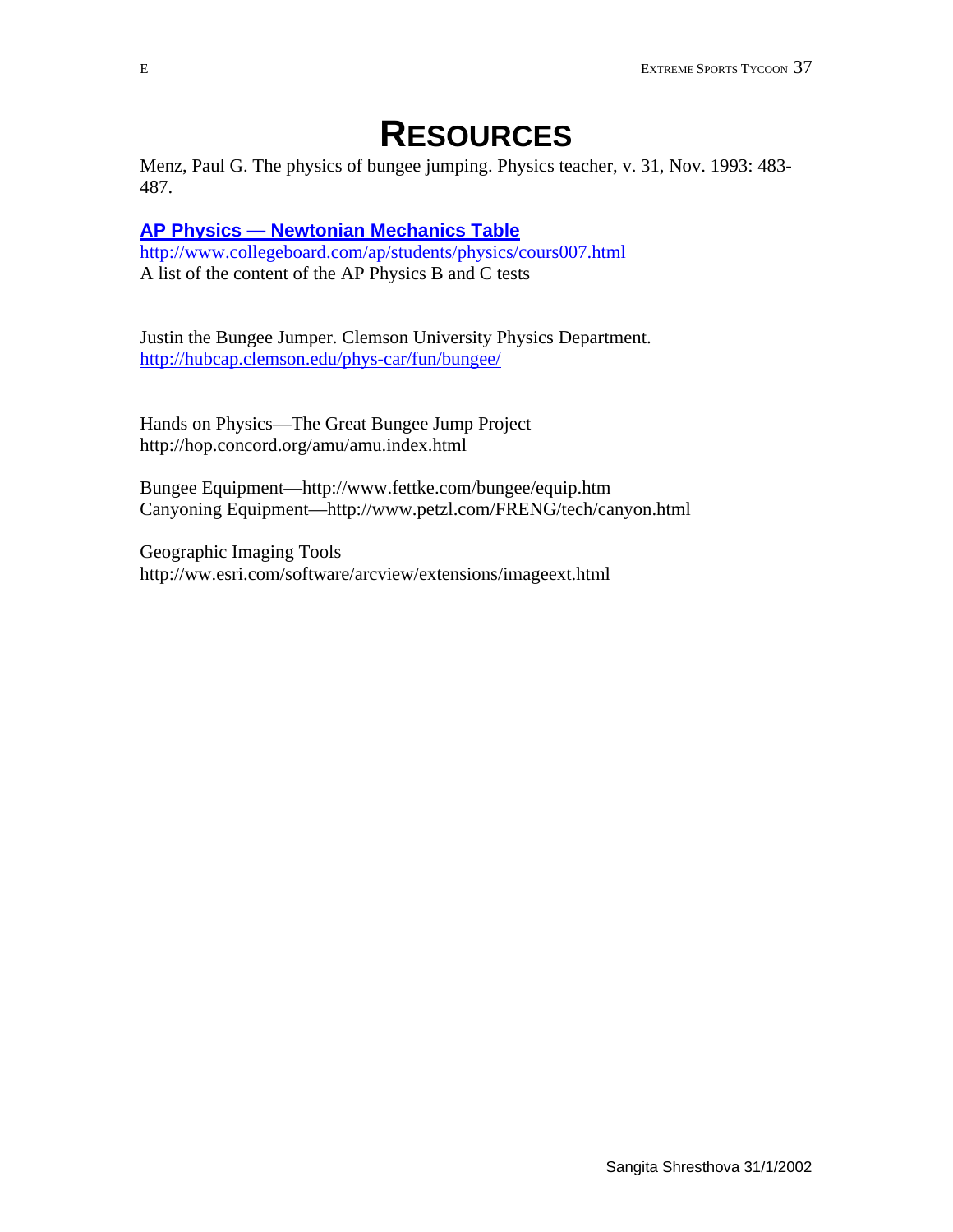# RESOURCES

Menz, Paul G. The physics of bungee jumping. Physics teacher, v. 31, Nov. 1993: 483-487.

**AP Physics — Newtonian Mechanics Table**
http://www.collegeboard.com/ap/students/physics/cours007.html
A list of the content of the AP Physics B and C tests

Justin the Bungee Jumper. Clemson University Physics Department.
http://hubcap.clemson.edu/phys-car/fun/bungee/

Hands on Physics—The Great Bungee Jump Project
http://hop.concord.org/amu/amu.index.html

Bungee Equipment—http://www.fettke.com/bungee/equip.htm
Canyoning Equipment—http://www.petzl.com/FRENG/tech/canyon.html

Geographic Imaging Tools
http://ww.esri.com/software/arcview/extensions/imageext.html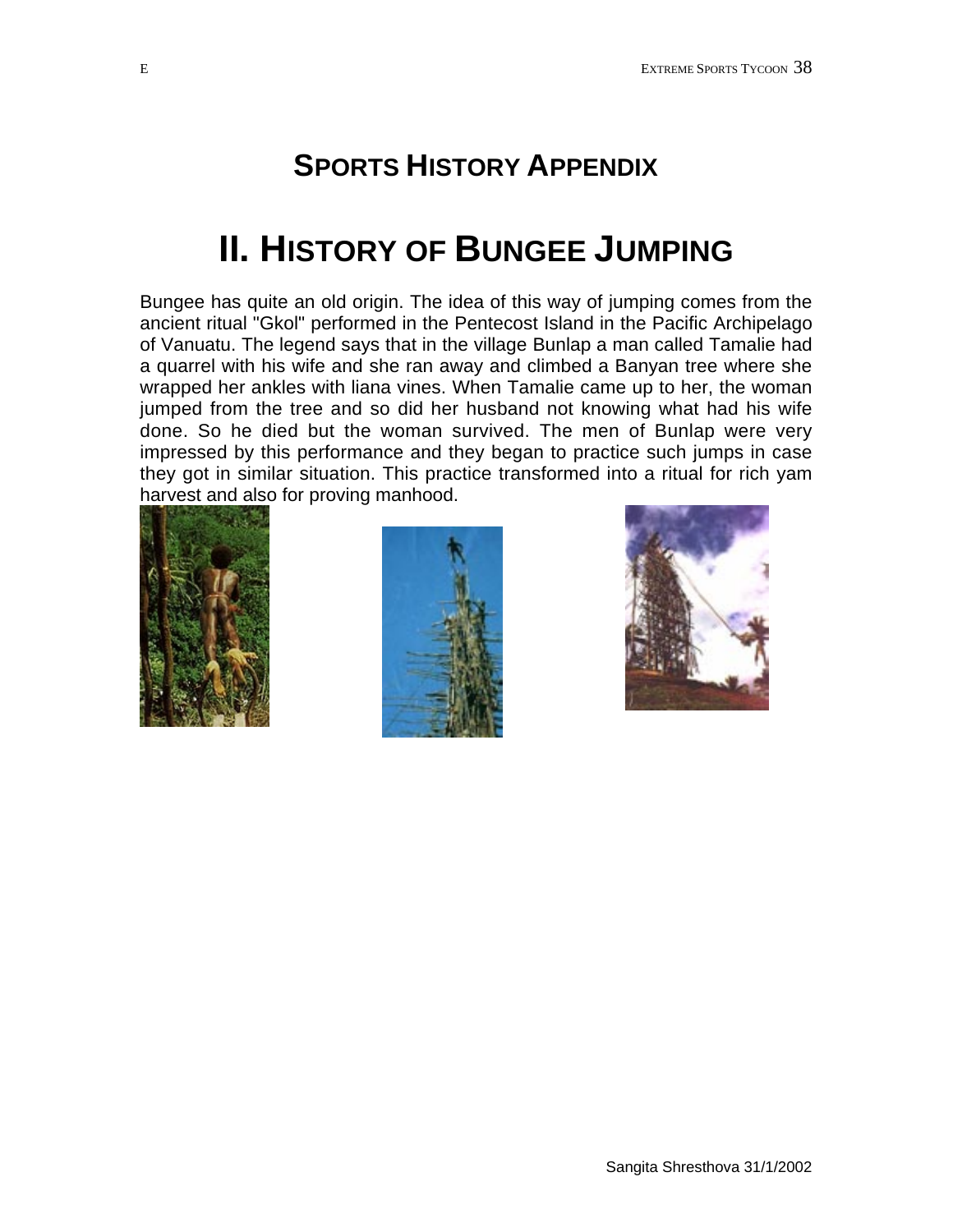## SPORTS HISTORY APPENDIX

# II. HISTORY OF BUNGEE JUMPING

Bungee has quite an old origin. The idea of this way of jumping comes from the ancient ritual "Gkol" performed in the Pentecost Island in the Pacific Archipelago of Vanuatu. The legend says that in the village Bunlap a man called Tamalie had a quarrel with his wife and she ran away and climbed a Banyan tree where she wrapped her ankles with liana vines. When Tamalie came up to her, the woman jumped from the tree and so did her husband not knowing what had his wife done. So he died but the woman survived. The men of Bunlap were very impressed by this performance and they began to practice such jumps in case they got in similar situation. This practice transformed into a ritual for rich yam harvest and also for proving manhood.

Sangita Shresthova 31/1/2002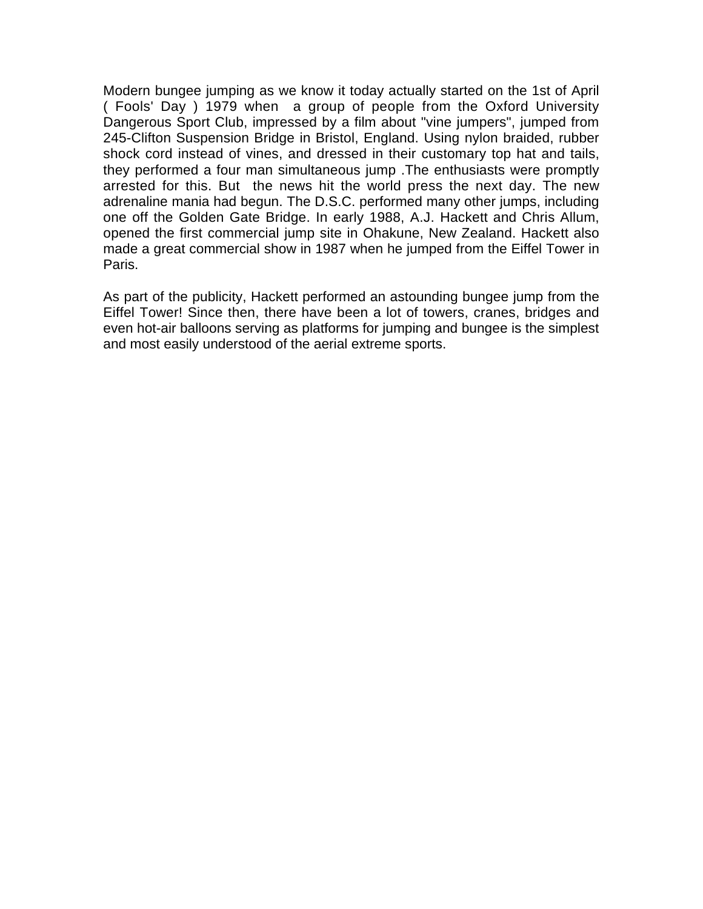Modern bungee jumping as we know it today actually started on the 1st of April ( Fools' Day ) 1979 when a group of people from the Oxford University Dangerous Sport Club, impressed by a film about "vine jumpers", jumped from 245-Clifton Suspension Bridge in Bristol, England. Using nylon braided, rubber shock cord instead of vines, and dressed in their customary top hat and tails, they performed a four man simultaneous jump .The enthusiasts were promptly arrested for this. But the news hit the world press the next day. The new adrenaline mania had begun. The D.S.C. performed many other jumps, including one off the Golden Gate Bridge. In early 1988, A.J. Hackett and Chris Allum, opened the first commercial jump site in Ohakune, New Zealand. Hackett also made a great commercial show in 1987 when he jumped from the Eiffel Tower in Paris.

As part of the publicity, Hackett performed an astounding bungee jump from the Eiffel Tower! Since then, there have been a lot of towers, cranes, bridges and even hot-air balloons serving as platforms for jumping and bungee is the simplest and most easily understood of the aerial extreme sports.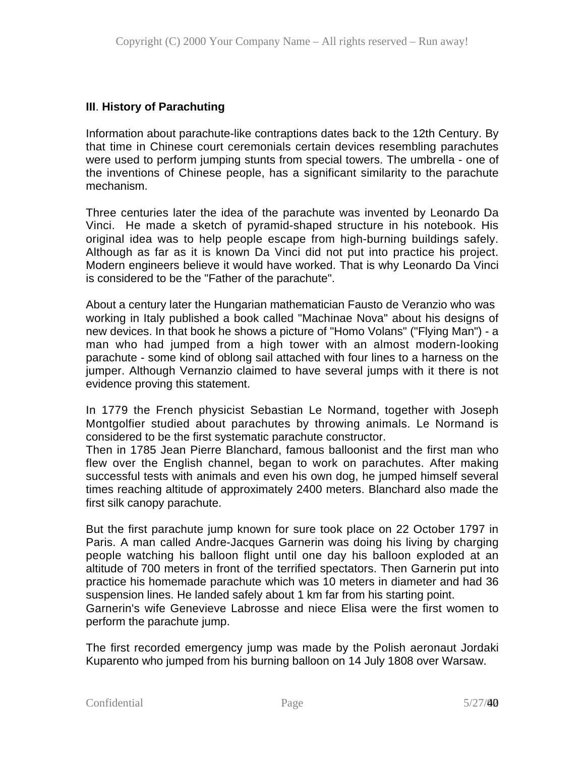### **III**. **History of Parachuting**

Information about parachute-like contraptions dates back to the 12th Century. By that time in Chinese court ceremonials certain devices resembling parachutes were used to perform jumping stunts from special towers. The umbrella - one of the inventions of Chinese people, has a significant similarity to the parachute mechanism.

Three centuries later the idea of the parachute was invented by Leonardo Da Vinci.  He made a sketch of pyramid-shaped structure in his notebook. His original idea was to help people escape from high-burning buildings safely. Although as far as it is known Da Vinci did not put into practice his project. Modern engineers believe it would have worked. That is why Leonardo Da Vinci is considered to be the "Father of the parachute".

About a century later the Hungarian mathematician Fausto de Veranzio who was working in Italy published a book called "Machinae Nova" about his designs of new devices. In that book he shows a picture of "Homo Volans" ("Flying Man") - a man who had jumped from a high tower with an almost modern-looking parachute - some kind of oblong sail attached with four lines to a harness on the jumper. Although Vernanzio claimed to have several jumps with it there is not evidence proving this statement.

In 1779 the French physicist Sebastian Le Normand, together with Joseph Montgolfier studied about parachutes by throwing animals. Le Normand is considered to be the first systematic parachute constructor.
Then in 1785 Jean Pierre Blanchard, famous balloonist and the first man who flew over the English channel, began to work on parachutes. After making successful tests with animals and even his own dog, he jumped himself several times reaching altitude of approximately 2400 meters. Blanchard also made the first silk canopy parachute.

But the first parachute jump known for sure took place on 22 October 1797 in Paris. A man called Andre-Jacques Garnerin was doing his living by charging people watching his balloon flight until one day his balloon exploded at an altitude of 700 meters in front of the terrified spectators. Then Garnerin put into practice his homemade parachute which was 10 meters in diameter and had 36 suspension lines. He landed safely about 1 km far from his starting point.
Garnerin's wife Genevieve Labrosse and niece Elisa were the first women to perform the parachute jump.

The first recorded emergency jump was made by the Polish aeronaut Jordaki Kuparento who jumped from his burning balloon on 14 July 1808 over Warsaw.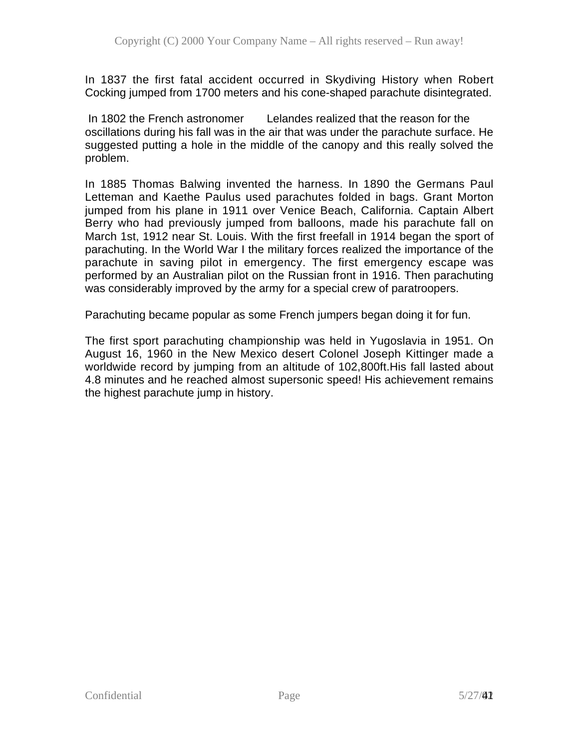In 1837 the first fatal accident occurred in Skydiving History when Robert Cocking jumped from 1700 meters and his cone-shaped parachute disintegrated.

In 1802 the French astronomer Lelandes realized that the reason for the oscillations during his fall was in the air that was under the parachute surface. He suggested putting a hole in the middle of the canopy and this really solved the problem.

In 1885 Thomas Balwing invented the harness. In 1890 the Germans Paul Letteman and Kaethe Paulus used parachutes folded in bags. Grant Morton jumped from his plane in 1911 over Venice Beach, California. Captain Albert Berry who had previously jumped from balloons, made his parachute fall on March 1st, 1912 near St. Louis. With the first freefall in 1914 began the sport of parachuting. In the World War I the military forces realized the importance of the parachute in saving pilot in emergency. The first emergency escape was performed by an Australian pilot on the Russian front in 1916. Then parachuting was considerably improved by the army for a special crew of paratroopers.

Parachuting became popular as some French jumpers began doing it for fun.

The first sport parachuting championship was held in Yugoslavia in 1951. On August 16, 1960 in the New Mexico desert Colonel Joseph Kittinger made a worldwide record by jumping from an altitude of 102,800ft.His fall lasted about 4.8 minutes and he reached almost supersonic speed! His achievement remains the highest parachute jump in history.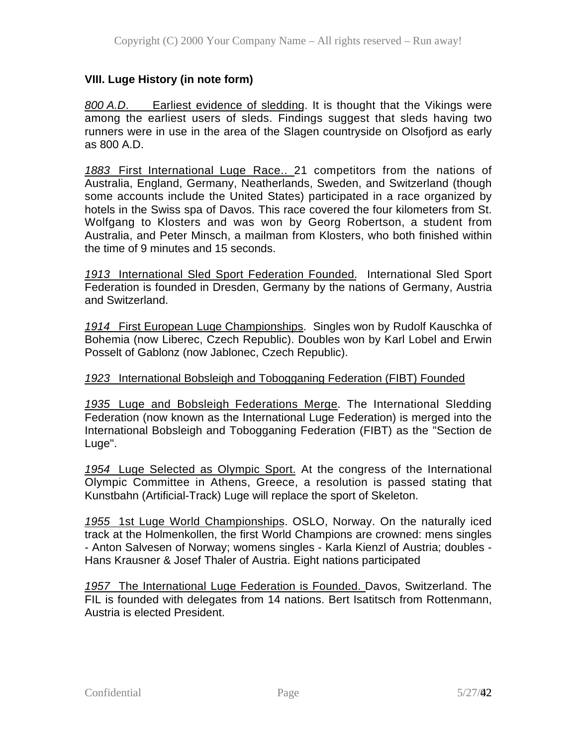### VIII. Luge History (in note form)

*800 A.D.* Earliest evidence of sledding. It is thought that the Vikings were among the earliest users of sleds. Findings suggest that sleds having two runners were in use in the area of the Slagen countryside on Olsofjord as early as 800 A.D.

*1883* First International Luge Race.. 21 competitors from the nations of Australia, England, Germany, Neatherlands, Sweden, and Switzerland (though some accounts include the United States) participated in a race organized by hotels in the Swiss spa of Davos. This race covered the four kilometers from St. Wolfgang to Klosters and was won by Georg Robertson, a student from Australia, and Peter Minsch, a mailman from Klosters, who both finished within the time of 9 minutes and 15 seconds.

*1913* International Sled Sport Federation Founded. International Sled Sport Federation is founded in Dresden, Germany by the nations of Germany, Austria and Switzerland.

*1914* First European Luge Championships. Singles won by Rudolf Kauschka of Bohemia (now Liberec, Czech Republic). Doubles won by Karl Lobel and Erwin Posselt of Gablonz (now Jablonec, Czech Republic).

*1923* International Bobsleigh and Tobogganing Federation (FIBT) Founded

*1935* Luge and Bobsleigh Federations Merge. The International Sledding Federation (now known as the International Luge Federation) is merged into the International Bobsleigh and Tobogganing Federation (FIBT) as the "Section de Luge".

*1954* Luge Selected as Olympic Sport. At the congress of the International Olympic Committee in Athens, Greece, a resolution is passed stating that Kunstbahn (Artificial-Track) Luge will replace the sport of Skeleton.

*1955* 1st Luge World Championships. OSLO, Norway. On the naturally iced track at the Holmenkollen, the first World Champions are crowned: mens singles - Anton Salvesen of Norway; womens singles - Karla Kienzl of Austria; doubles - Hans Krausner & Josef Thaler of Austria. Eight nations participated

*1957* The International Luge Federation is Founded. Davos, Switzerland. The FIL is founded with delegates from 14 nations. Bert Isatitsch from Rottenmann, Austria is elected President.